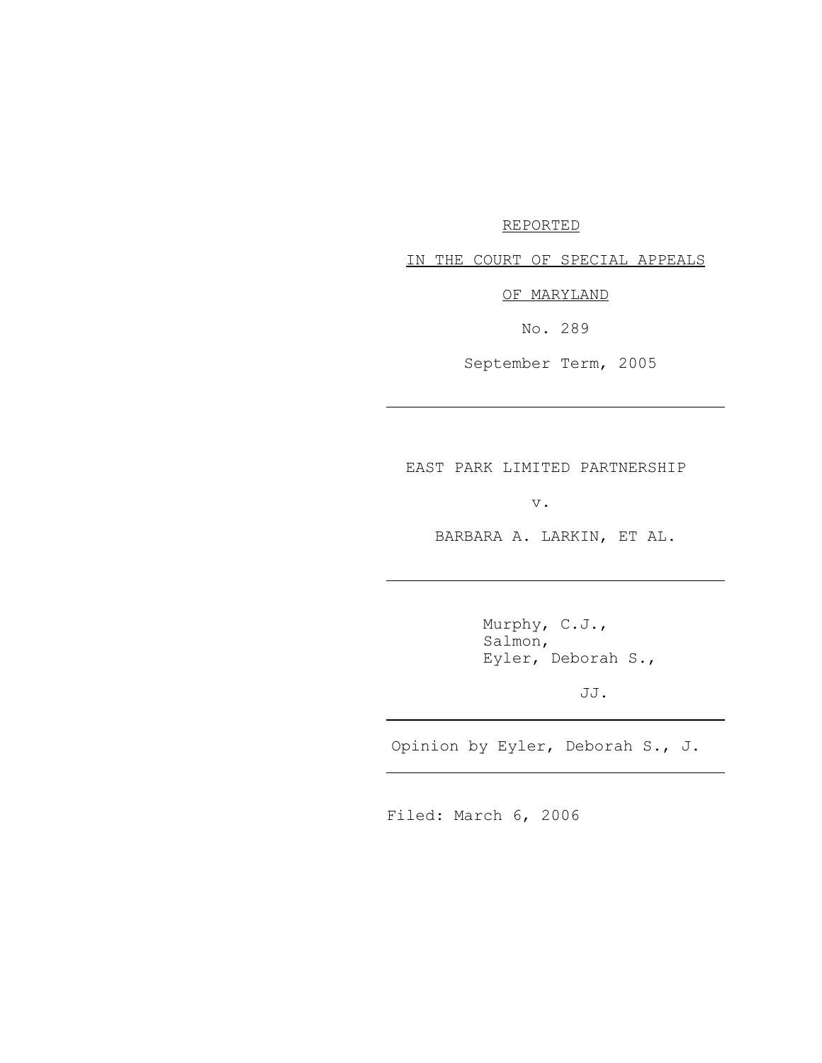REPORTED

IN THE COURT OF SPECIAL APPEALS

OF MARYLAND

No. 289

September Term, 2005

---

EAST PARK LIMITED PARTNERSHIP

v.

BARBARA A. LARKIN, ET AL.

---

Murphy, C.J.,
Salmon,
Eyler, Deborah S.,

JJ.

---

Opinion by Eyler, Deborah S., J.

---

Filed: March 6, 2006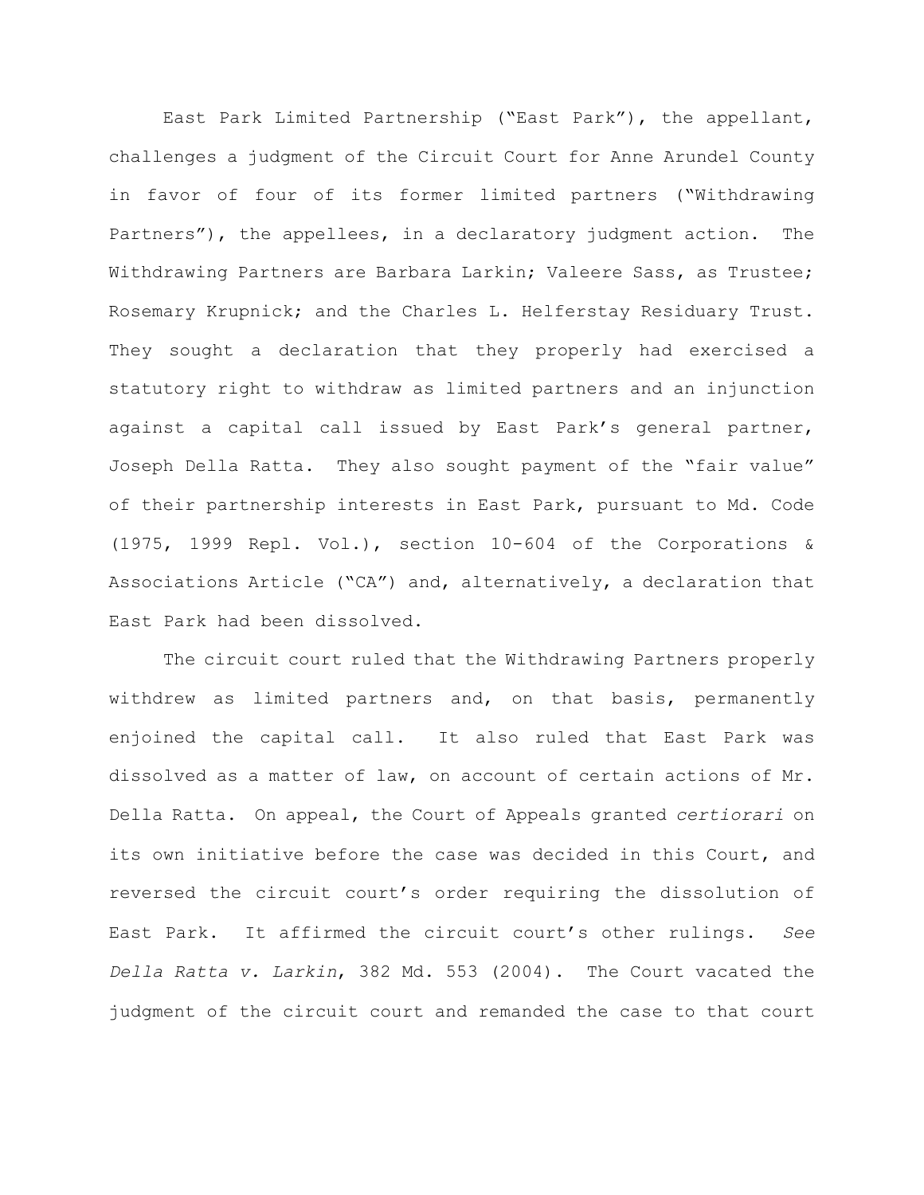East Park Limited Partnership ("East Park"), the appellant, challenges a judgment of the Circuit Court for Anne Arundel County in favor of four of its former limited partners ("Withdrawing Partners"), the appellees, in a declaratory judgment action. The Withdrawing Partners are Barbara Larkin; Valeere Sass, as Trustee; Rosemary Krupnick; and the Charles L. Helferstay Residuary Trust. They sought a declaration that they properly had exercised a statutory right to withdraw as limited partners and an injunction against a capital call issued by East Park's general partner, Joseph Della Ratta. They also sought payment of the "fair value" of their partnership interests in East Park, pursuant to Md. Code (1975, 1999 Repl. Vol.), section 10-604 of the Corporations & Associations Article ("CA") and, alternatively, a declaration that East Park had been dissolved.

The circuit court ruled that the Withdrawing Partners properly withdrew as limited partners and, on that basis, permanently enjoined the capital call. It also ruled that East Park was dissolved as a matter of law, on account of certain actions of Mr. Della Ratta. On appeal, the Court of Appeals granted *certiorari* on its own initiative before the case was decided in this Court, and reversed the circuit court's order requiring the dissolution of East Park. It affirmed the circuit court's other rulings. *See Della Ratta v. Larkin*, 382 Md. 553 (2004). The Court vacated the judgment of the circuit court and remanded the case to that court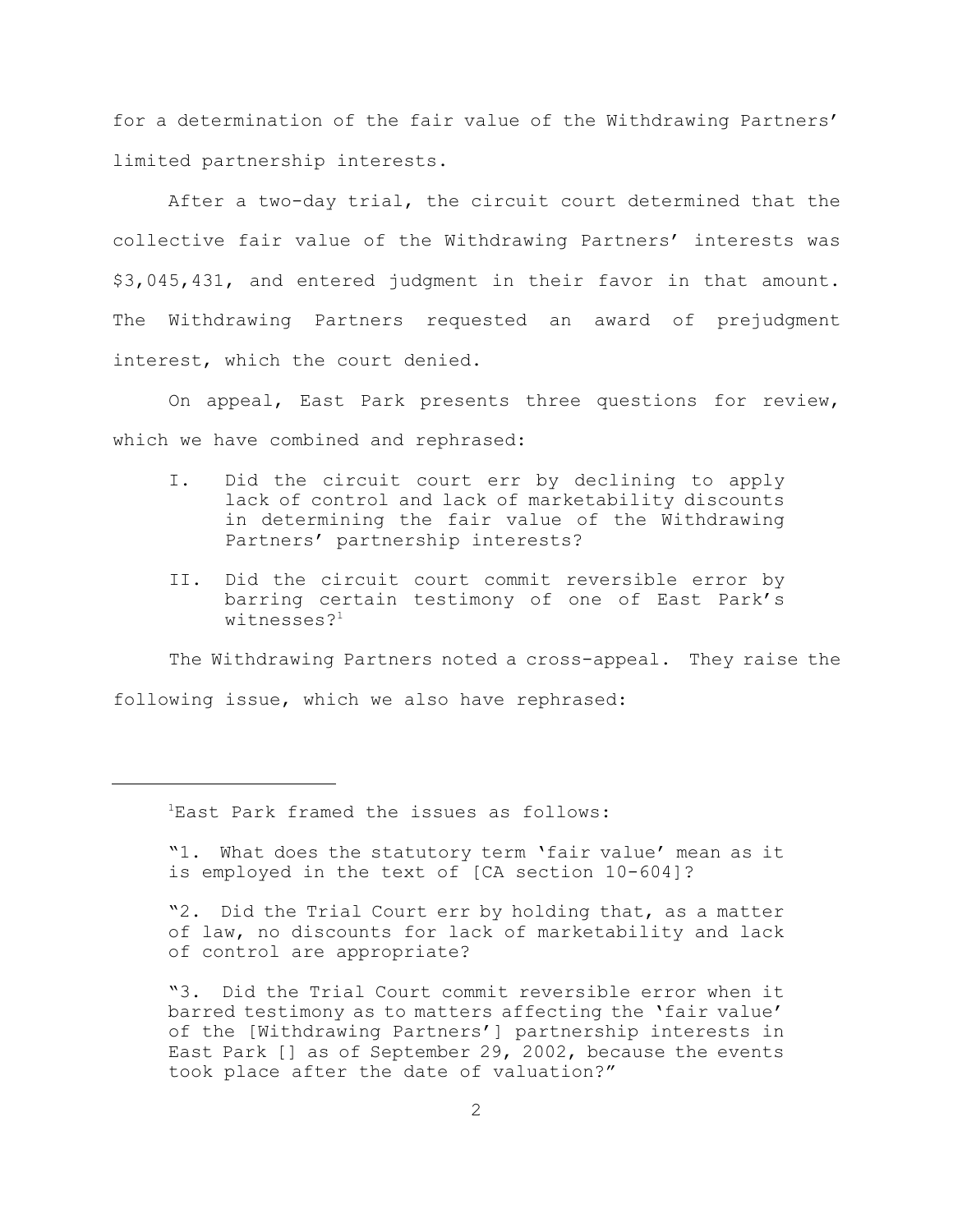for a determination of the fair value of the Withdrawing Partners' limited partnership interests.

After a two-day trial, the circuit court determined that the collective fair value of the Withdrawing Partners' interests was $3,045,431, and entered judgment in their favor in that amount. The Withdrawing Partners requested an award of prejudgment interest, which the court denied.

On appeal, East Park presents three questions for review, which we have combined and rephrased:

> I. Did the circuit court err by declining to apply lack of control and lack of marketability discounts in determining the fair value of the Withdrawing Partners' partnership interests?
>
> II. Did the circuit court commit reversible error by barring certain testimony of one of East Park's witnesses?[1]

The Withdrawing Partners noted a cross-appeal. They raise the following issue, which we also have rephrased:

---

[1]East Park framed the issues as follows:

"1. What does the statutory term 'fair value' mean as it is employed in the text of [CA section 10-604]?

"2. Did the Trial Court err by holding that, as a matter of law, no discounts for lack of marketability and lack of control are appropriate?

"3. Did the Trial Court commit reversible error when it barred testimony as to matters affecting the 'fair value' of the [Withdrawing Partners'] partnership interests in East Park [] as of September 29, 2002, because the events took place after the date of valuation?"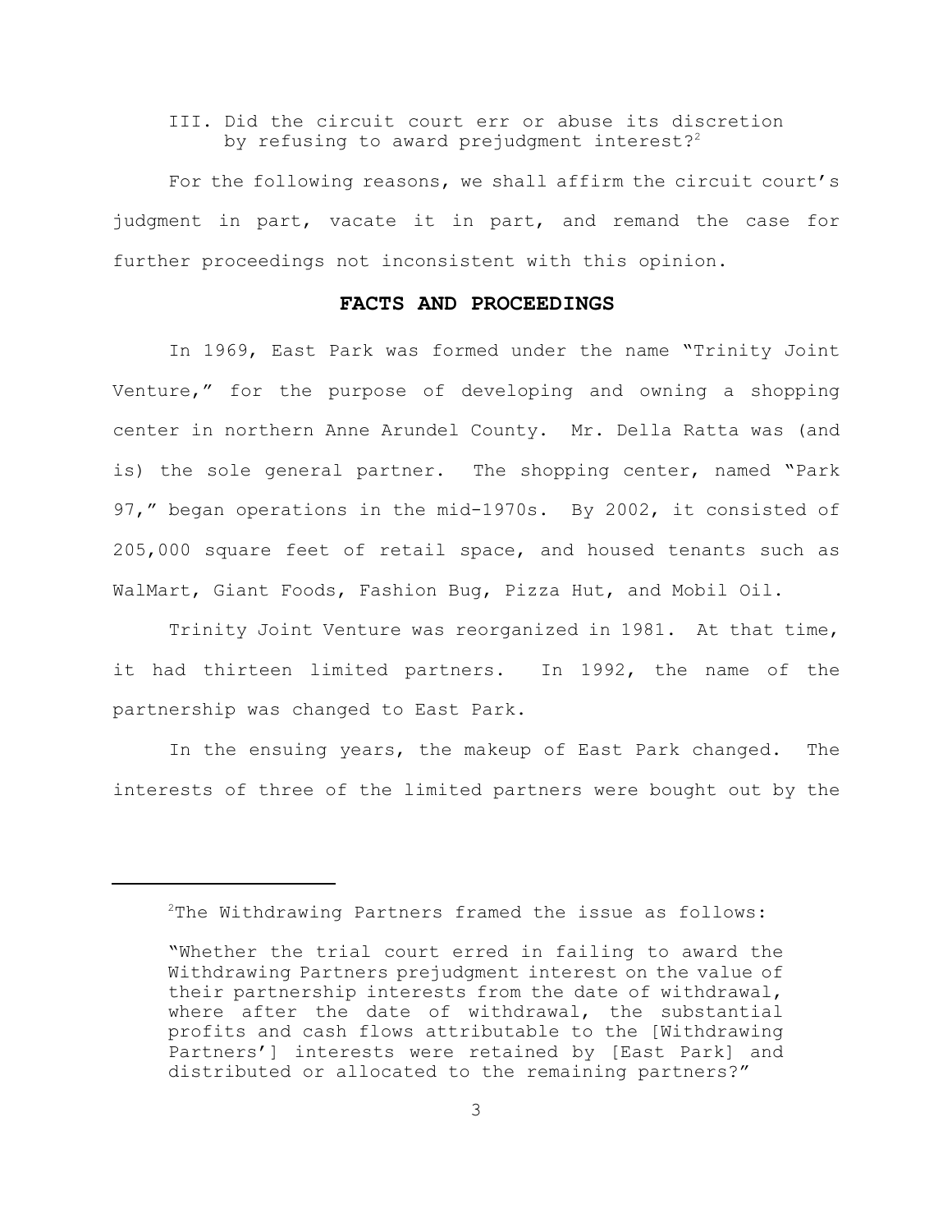III. Did the circuit court err or abuse its discretion by refusing to award prejudgment interest?[2]

For the following reasons, we shall affirm the circuit court's judgment in part, vacate it in part, and remand the case for further proceedings not inconsistent with this opinion.

## FACTS AND PROCEEDINGS

In 1969, East Park was formed under the name "Trinity Joint Venture," for the purpose of developing and owning a shopping center in northern Anne Arundel County. Mr. Della Ratta was (and is) the sole general partner. The shopping center, named "Park 97," began operations in the mid-1970s. By 2002, it consisted of 205,000 square feet of retail space, and housed tenants such as WalMart, Giant Foods, Fashion Bug, Pizza Hut, and Mobil Oil.

Trinity Joint Venture was reorganized in 1981. At that time, it had thirteen limited partners. In 1992, the name of the partnership was changed to East Park.

In the ensuing years, the makeup of East Park changed. The interests of three of the limited partners were bought out by the

---

[2] The Withdrawing Partners framed the issue as follows:

> "Whether the trial court erred in failing to award the Withdrawing Partners prejudgment interest on the value of their partnership interests from the date of withdrawal, where after the date of withdrawal, the substantial profits and cash flows attributable to the [Withdrawing Partners'] interests were retained by [East Park] and distributed or allocated to the remaining partners?"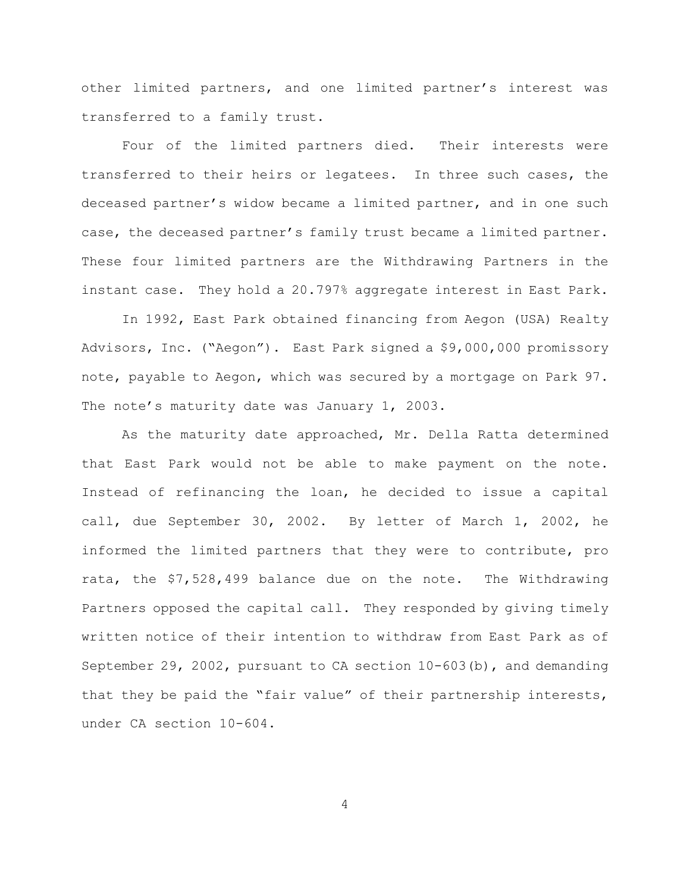other limited partners, and one limited partner's interest was transferred to a family trust.

Four of the limited partners died. Their interests were transferred to their heirs or legatees. In three such cases, the deceased partner's widow became a limited partner, and in one such case, the deceased partner's family trust became a limited partner. These four limited partners are the Withdrawing Partners in the instant case. They hold a 20.797% aggregate interest in East Park.

In 1992, East Park obtained financing from Aegon (USA) Realty Advisors, Inc. ("Aegon"). East Park signed a $9,000,000 promissory note, payable to Aegon, which was secured by a mortgage on Park 97. The note's maturity date was January 1, 2003.

As the maturity date approached, Mr. Della Ratta determined that East Park would not be able to make payment on the note. Instead of refinancing the loan, he decided to issue a capital call, due September 30, 2002. By letter of March 1, 2002, he informed the limited partners that they were to contribute, pro rata, the $7,528,499 balance due on the note. The Withdrawing Partners opposed the capital call. They responded by giving timely written notice of their intention to withdraw from East Park as of September 29, 2002, pursuant to CA section 10-603(b), and demanding that they be paid the "fair value" of their partnership interests, under CA section 10-604.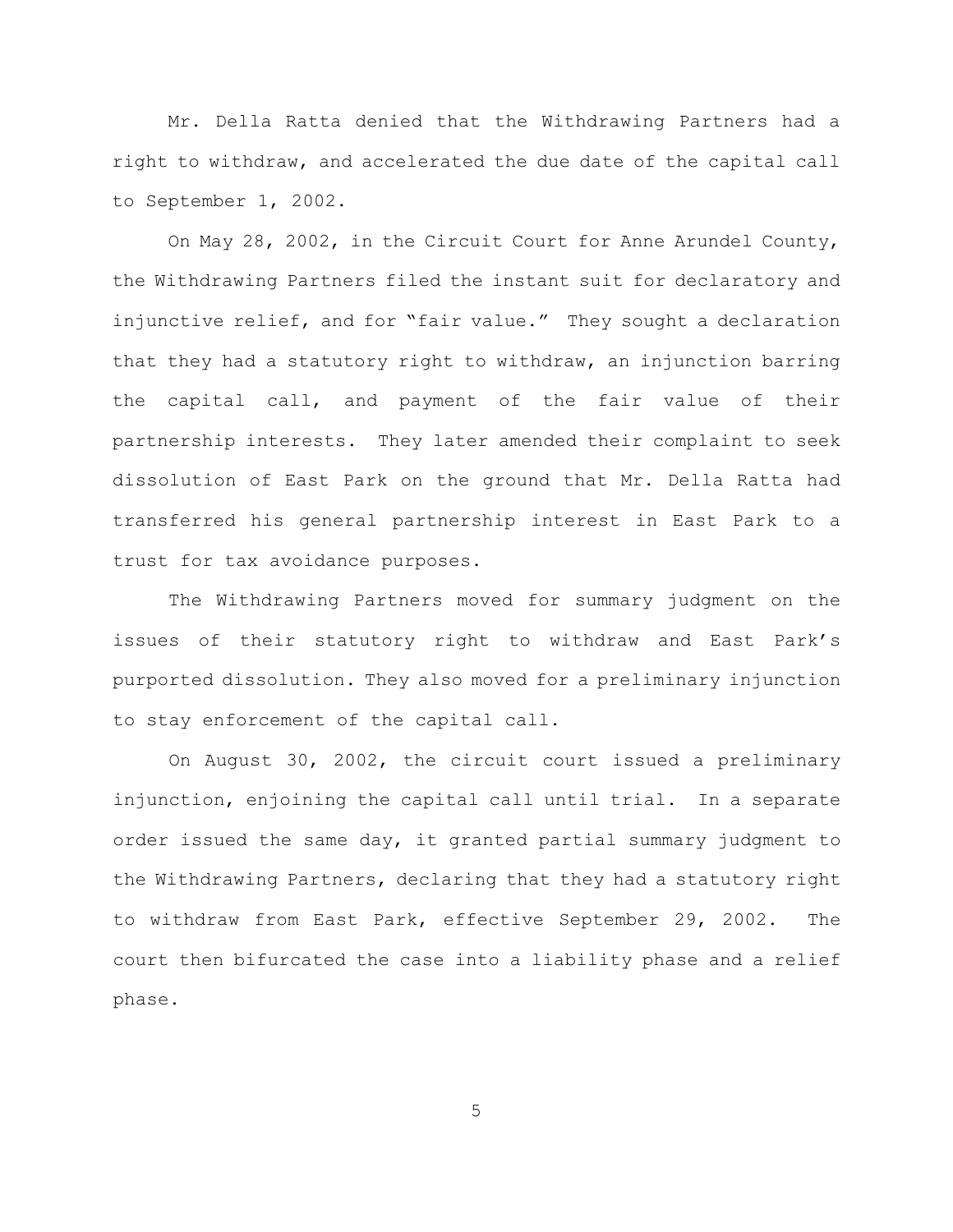Mr. Della Ratta denied that the Withdrawing Partners had a right to withdraw, and accelerated the due date of the capital call to September 1, 2002.

On May 28, 2002, in the Circuit Court for Anne Arundel County, the Withdrawing Partners filed the instant suit for declaratory and injunctive relief, and for "fair value." They sought a declaration that they had a statutory right to withdraw, an injunction barring the capital call, and payment of the fair value of their partnership interests. They later amended their complaint to seek dissolution of East Park on the ground that Mr. Della Ratta had transferred his general partnership interest in East Park to a trust for tax avoidance purposes.

The Withdrawing Partners moved for summary judgment on the issues of their statutory right to withdraw and East Park's purported dissolution. They also moved for a preliminary injunction to stay enforcement of the capital call.

On August 30, 2002, the circuit court issued a preliminary injunction, enjoining the capital call until trial. In a separate order issued the same day, it granted partial summary judgment to the Withdrawing Partners, declaring that they had a statutory right to withdraw from East Park, effective September 29, 2002. The court then bifurcated the case into a liability phase and a relief phase.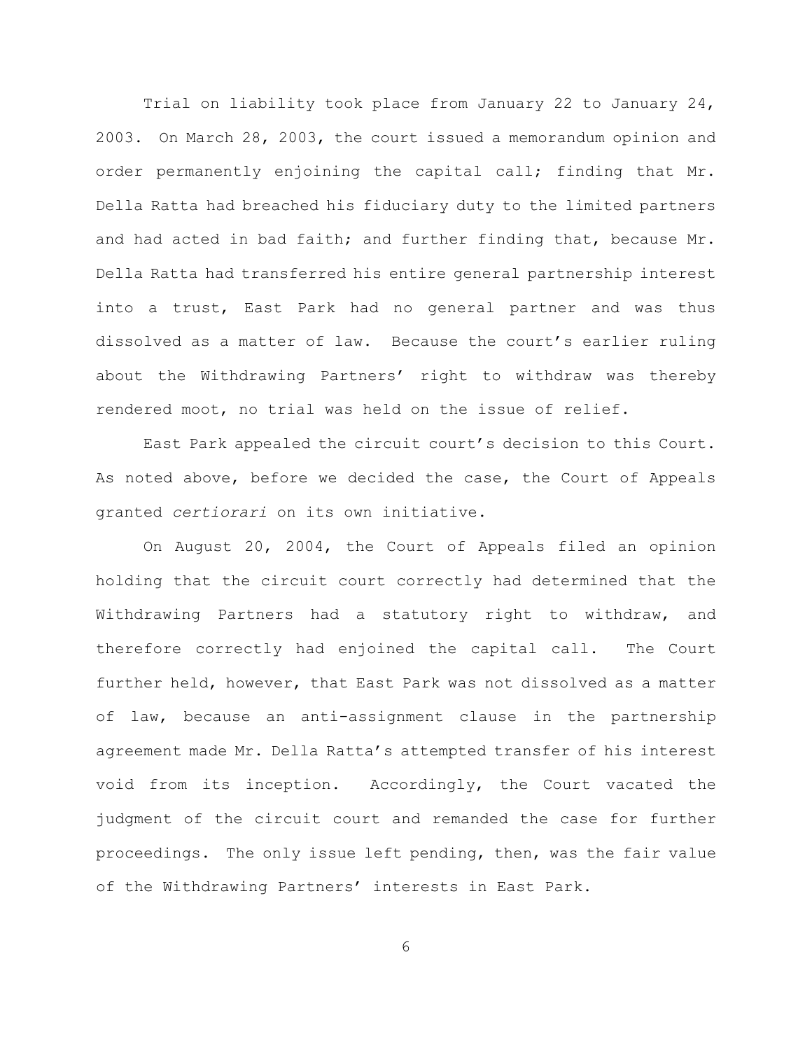Trial on liability took place from January 22 to January 24, 2003. On March 28, 2003, the court issued a memorandum opinion and order permanently enjoining the capital call; finding that Mr. Della Ratta had breached his fiduciary duty to the limited partners and had acted in bad faith; and further finding that, because Mr. Della Ratta had transferred his entire general partnership interest into a trust, East Park had no general partner and was thus dissolved as a matter of law. Because the court's earlier ruling about the Withdrawing Partners' right to withdraw was thereby rendered moot, no trial was held on the issue of relief.

East Park appealed the circuit court's decision to this Court. As noted above, before we decided the case, the Court of Appeals granted *certiorari* on its own initiative.

On August 20, 2004, the Court of Appeals filed an opinion holding that the circuit court correctly had determined that the Withdrawing Partners had a statutory right to withdraw, and therefore correctly had enjoined the capital call. The Court further held, however, that East Park was not dissolved as a matter of law, because an anti-assignment clause in the partnership agreement made Mr. Della Ratta's attempted transfer of his interest void from its inception. Accordingly, the Court vacated the judgment of the circuit court and remanded the case for further proceedings. The only issue left pending, then, was the fair value of the Withdrawing Partners' interests in East Park.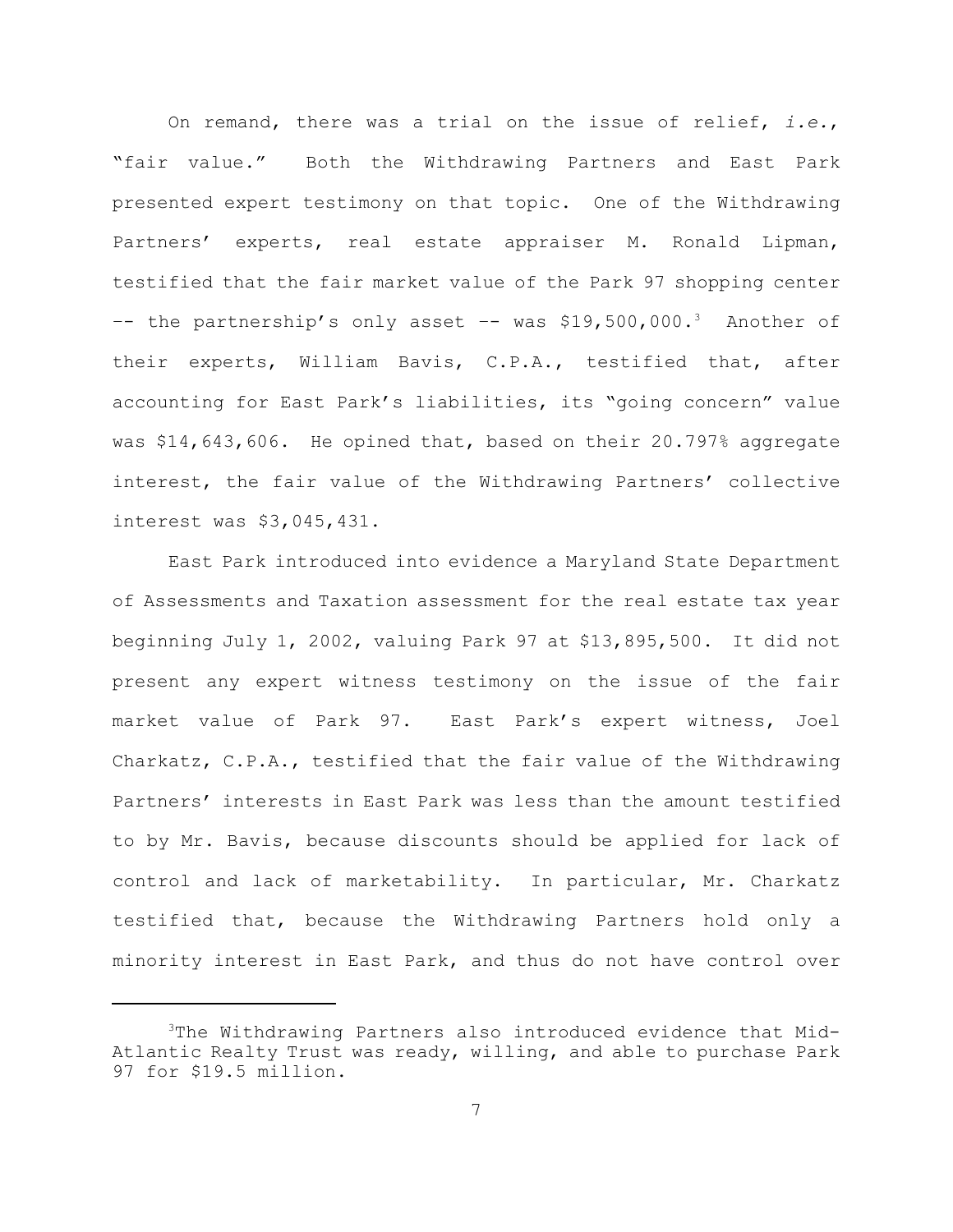On remand, there was a trial on the issue of relief, *i.e.*, "fair value." Both the Withdrawing Partners and East Park presented expert testimony on that topic. One of the Withdrawing Partners' experts, real estate appraiser M. Ronald Lipman, testified that the fair market value of the Park 97 shopping center -- the partnership's only asset -- was $19,500,000.[3] Another of their experts, William Bavis, C.P.A., testified that, after accounting for East Park's liabilities, its "going concern" value was $14,643,606. He opined that, based on their 20.797% aggregate interest, the fair value of the Withdrawing Partners' collective interest was $3,045,431.

East Park introduced into evidence a Maryland State Department of Assessments and Taxation assessment for the real estate tax year beginning July 1, 2002, valuing Park 97 at $13,895,500. It did not present any expert witness testimony on the issue of the fair market value of Park 97. East Park's expert witness, Joel Charkatz, C.P.A., testified that the fair value of the Withdrawing Partners' interests in East Park was less than the amount testified to by Mr. Bavis, because discounts should be applied for lack of control and lack of marketability. In particular, Mr. Charkatz testified that, because the Withdrawing Partners hold only a minority interest in East Park, and thus do not have control over

---

[3]The Withdrawing Partners also introduced evidence that Mid-Atlantic Realty Trust was ready, willing, and able to purchase Park 97 for $19.5 million.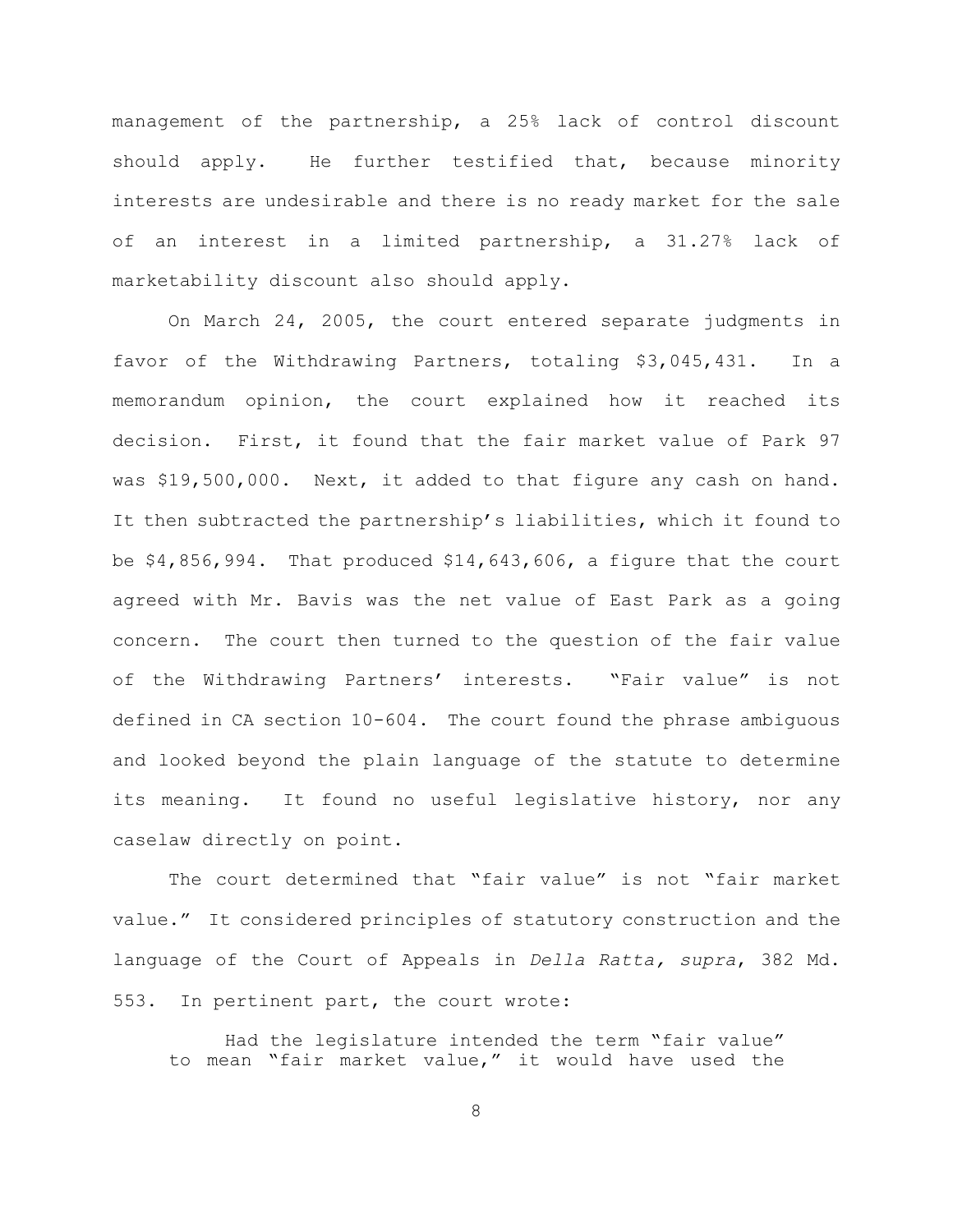management of the partnership, a 25% lack of control discount should apply. He further testified that, because minority interests are undesirable and there is no ready market for the sale of an interest in a limited partnership, a 31.27% lack of marketability discount also should apply.

On March 24, 2005, the court entered separate judgments in favor of the Withdrawing Partners, totaling $3,045,431. In a memorandum opinion, the court explained how it reached its decision. First, it found that the fair market value of Park 97 was $19,500,000. Next, it added to that figure any cash on hand. It then subtracted the partnership's liabilities, which it found to be $4,856,994. That produced $14,643,606, a figure that the court agreed with Mr. Bavis was the net value of East Park as a going concern. The court then turned to the question of the fair value of the Withdrawing Partners' interests. "Fair value" is not defined in CA section 10-604. The court found the phrase ambiguous and looked beyond the plain language of the statute to determine its meaning. It found no useful legislative history, nor any caselaw directly on point.

The court determined that "fair value" is not "fair market value." It considered principles of statutory construction and the language of the Court of Appeals in *Della Ratta, supra*, 382 Md. 553. In pertinent part, the court wrote:

> Had the legislature intended the term "fair value" to mean "fair market value," it would have used the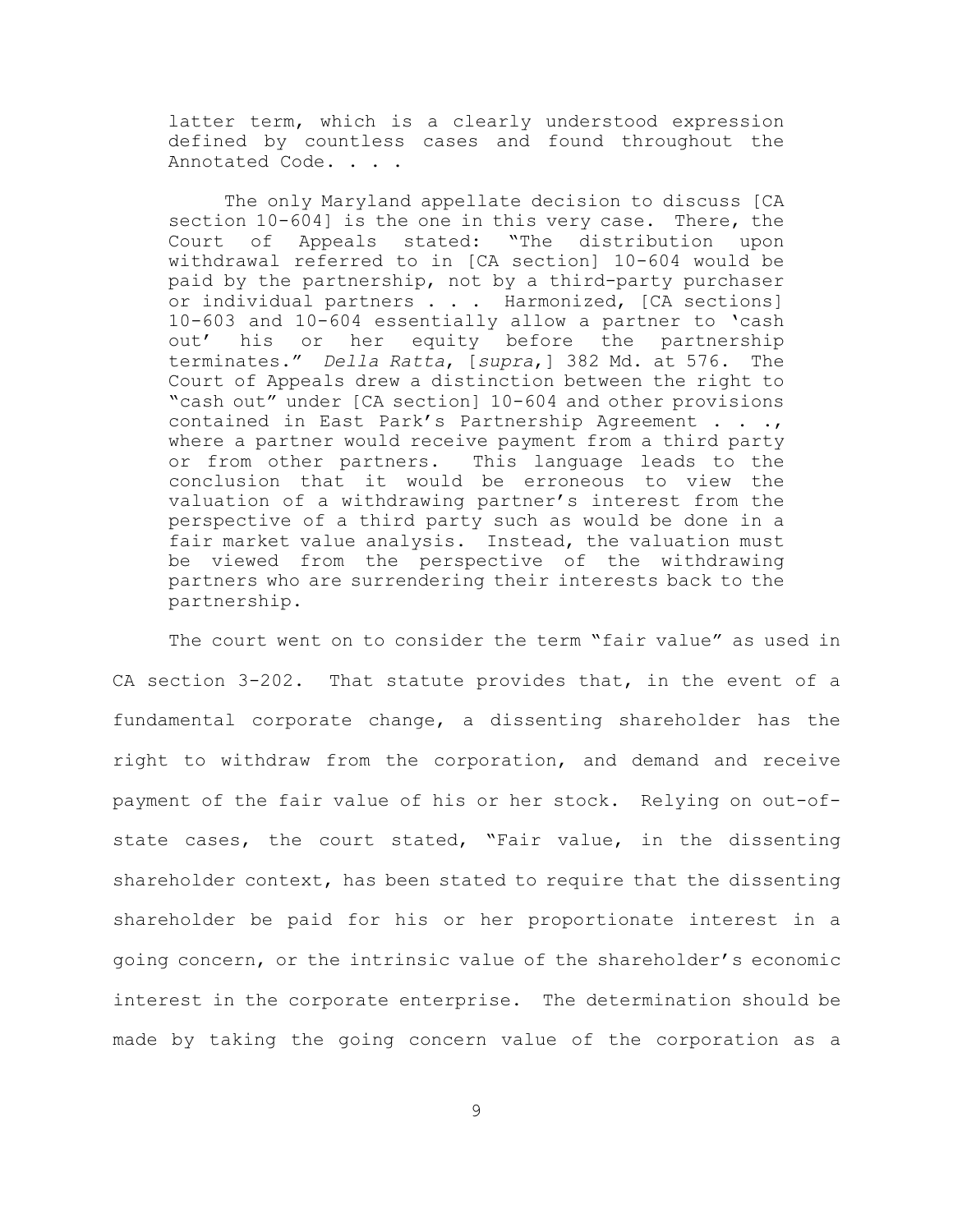> latter term, which is a clearly understood expression defined by countless cases and found throughout the Annotated Code. . . .
>
> The only Maryland appellate decision to discuss [CA section 10-604] is the one in this very case. There, the Court of Appeals stated: "The distribution upon withdrawal referred to in [CA section] 10-604 would be paid by the partnership, not by a third-party purchaser or individual partners . . . Harmonized, [CA sections] 10-603 and 10-604 essentially allow a partner to 'cash out' his or her equity before the partnership terminates." *Della Ratta*, [*supra*,] 382 Md. at 576. The Court of Appeals drew a distinction between the right to "cash out" under [CA section] 10-604 and other provisions contained in East Park's Partnership Agreement . . ., where a partner would receive payment from a third party or from other partners. This language leads to the conclusion that it would be erroneous to view the valuation of a withdrawing partner's interest from the perspective of a third party such as would be done in a fair market value analysis. Instead, the valuation must be viewed from the perspective of the withdrawing partners who are surrendering their interests back to the partnership.

The court went on to consider the term "fair value" as used in CA section 3-202. That statute provides that, in the event of a fundamental corporate change, a dissenting shareholder has the right to withdraw from the corporation, and demand and receive payment of the fair value of his or her stock. Relying on out-of-state cases, the court stated, "Fair value, in the dissenting shareholder context, has been stated to require that the dissenting shareholder be paid for his or her proportionate interest in a going concern, or the intrinsic value of the shareholder's economic interest in the corporate enterprise. The determination should be made by taking the going concern value of the corporation as a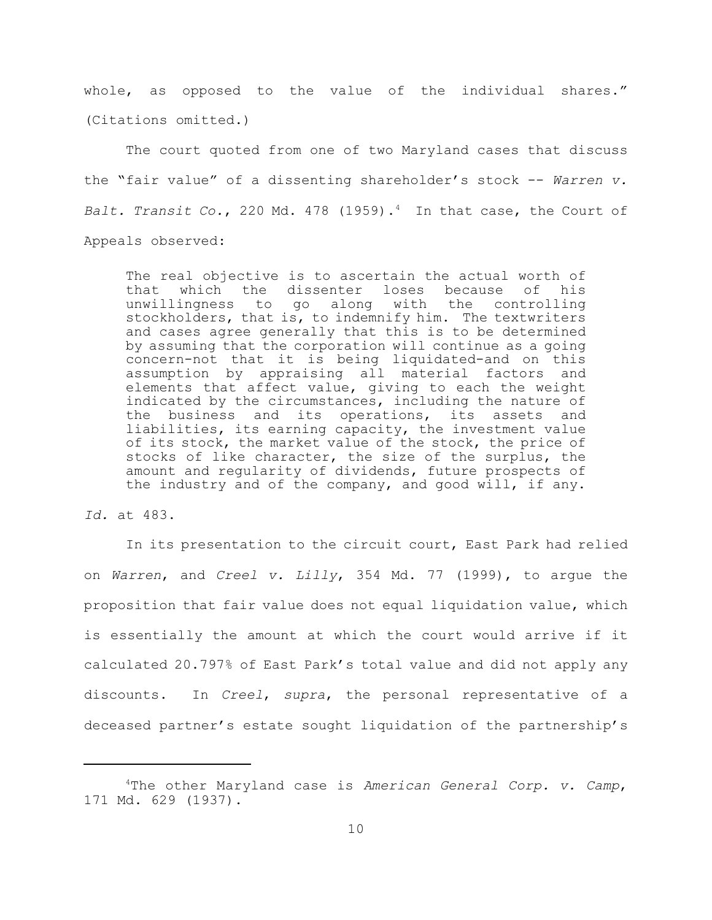whole, as opposed to the value of the individual shares." (Citations omitted.)

The court quoted from one of two Maryland cases that discuss the "fair value" of a dissenting shareholder's stock -- *Warren v. Balt. Transit Co.*, 220 Md. 478 (1959).[4] In that case, the Court of Appeals observed:

> The real objective is to ascertain the actual worth of that which the dissenter loses because of his unwillingness to go along with the controlling stockholders, that is, to indemnify him. The textwriters and cases agree generally that this is to be determined by assuming that the corporation will continue as a going concern-not that it is being liquidated-and on this assumption by appraising all material factors and elements that affect value, giving to each the weight indicated by the circumstances, including the nature of the business and its operations, its assets and liabilities, its earning capacity, the investment value of its stock, the market value of the stock, the price of stocks of like character, the size of the surplus, the amount and regularity of dividends, future prospects of the industry and of the company, and good will, if any.

*Id.* at 483.

In its presentation to the circuit court, East Park had relied on *Warren*, and *Creel v. Lilly*, 354 Md. 77 (1999), to argue the proposition that fair value does not equal liquidation value, which is essentially the amount at which the court would arrive if it calculated 20.797% of East Park's total value and did not apply any discounts. In *Creel*, *supra*, the personal representative of a deceased partner's estate sought liquidation of the partnership's

---

[4] The other Maryland case is *American General Corp. v. Camp*, 171 Md. 629 (1937).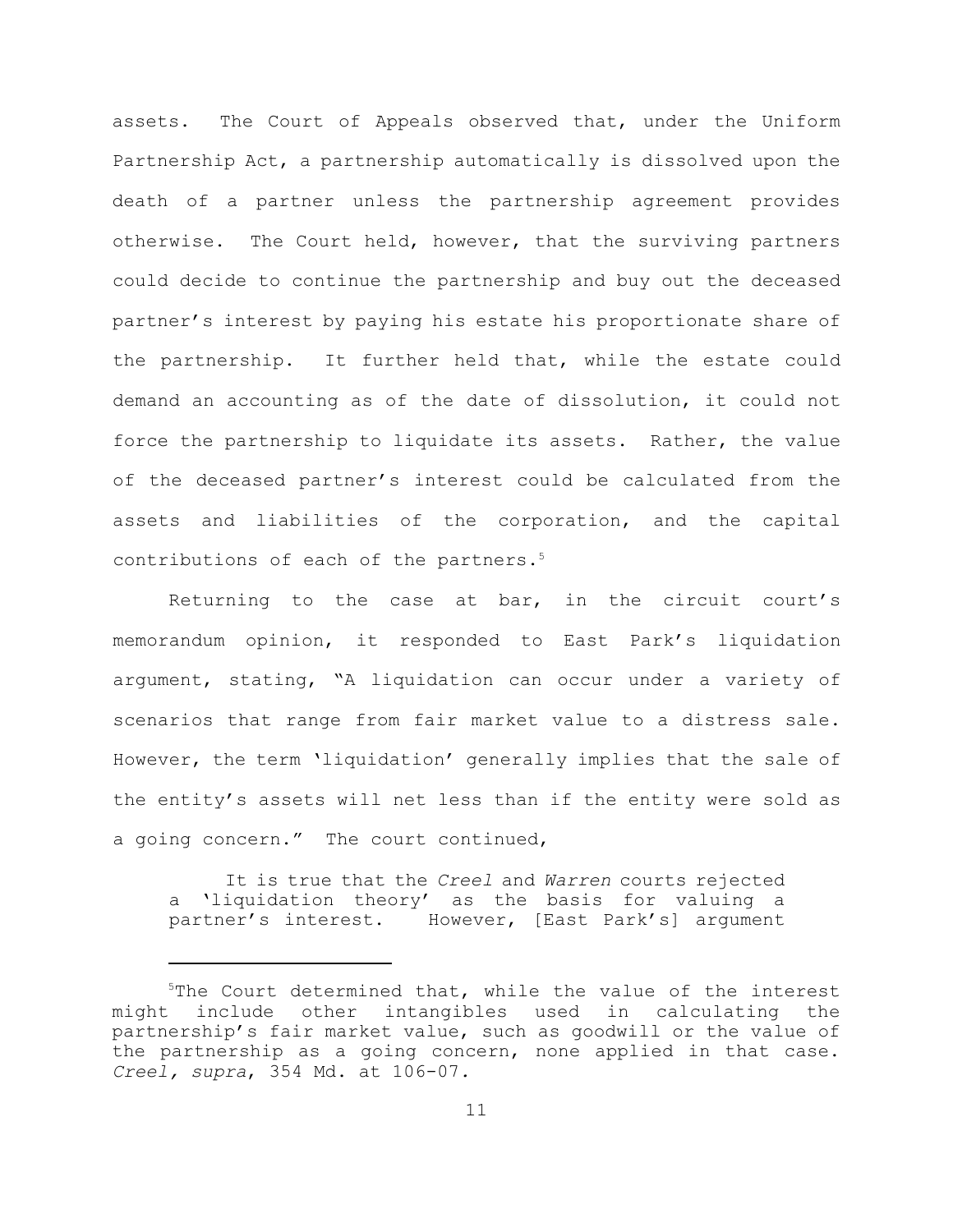assets. The Court of Appeals observed that, under the Uniform Partnership Act, a partnership automatically is dissolved upon the death of a partner unless the partnership agreement provides otherwise. The Court held, however, that the surviving partners could decide to continue the partnership and buy out the deceased partner's interest by paying his estate his proportionate share of the partnership. It further held that, while the estate could demand an accounting as of the date of dissolution, it could not force the partnership to liquidate its assets. Rather, the value of the deceased partner's interest could be calculated from the assets and liabilities of the corporation, and the capital contributions of each of the partners.[5]

Returning to the case at bar, in the circuit court's memorandum opinion, it responded to East Park's liquidation argument, stating, "A liquidation can occur under a variety of scenarios that range from fair market value to a distress sale. However, the term 'liquidation' generally implies that the sale of the entity's assets will net less than if the entity were sold as a going concern." The court continued,

> It is true that the *Creel* and *Warren* courts rejected a 'liquidation theory' as the basis for valuing a partner's interest. However, [East Park's] argument

---

[5]The Court determined that, while the value of the interest might include other intangibles used in calculating the partnership's fair market value, such as goodwill or the value of the partnership as a going concern, none applied in that case. *Creel, supra*, 354 Md. at 106-07.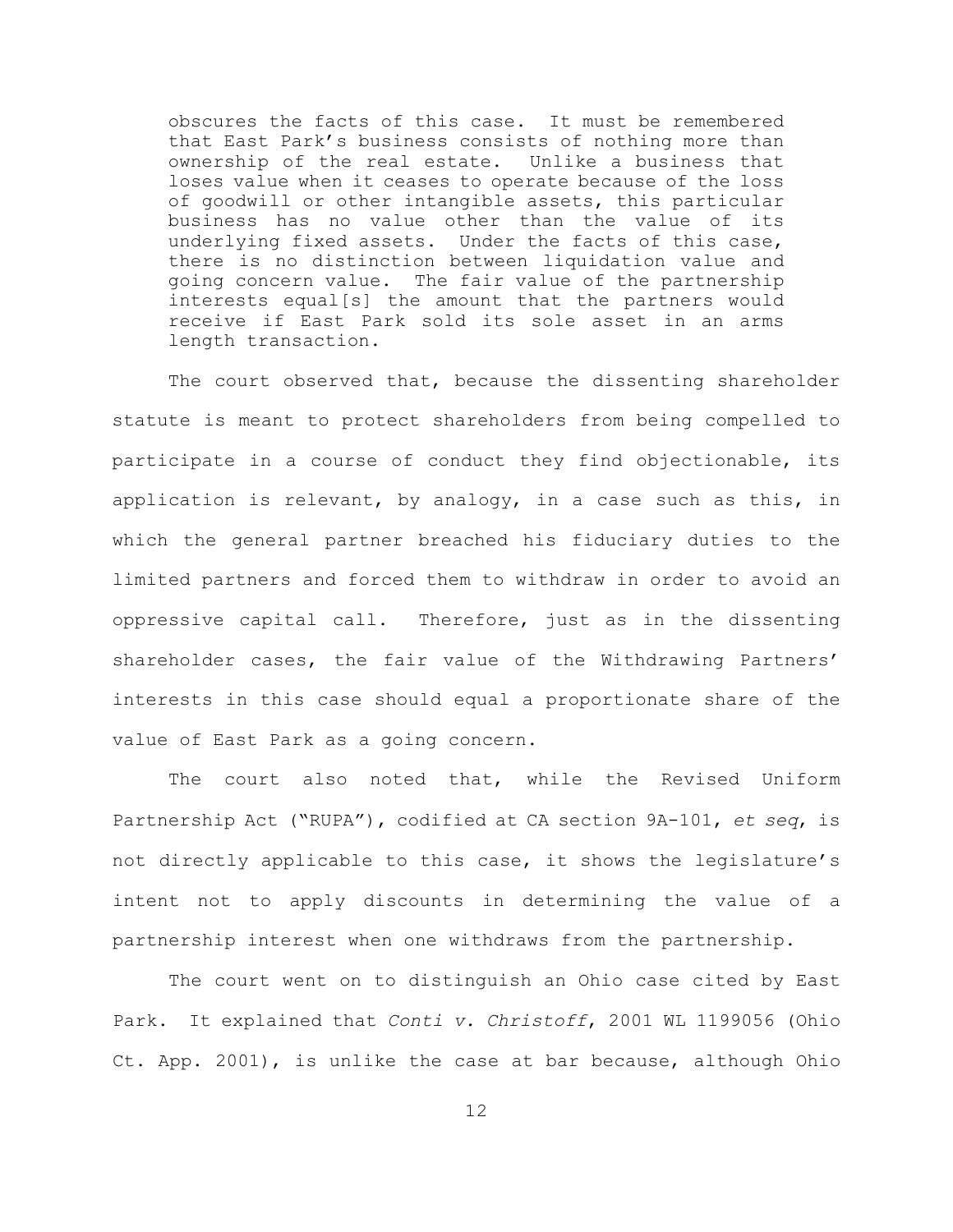> obscures the facts of this case. It must be remembered that East Park's business consists of nothing more than ownership of the real estate. Unlike a business that loses value when it ceases to operate because of the loss of goodwill or other intangible assets, this particular business has no value other than the value of its underlying fixed assets. Under the facts of this case, there is no distinction between liquidation value and going concern value. The fair value of the partnership interests equal[s] the amount that the partners would receive if East Park sold its sole asset in an arms length transaction.

The court observed that, because the dissenting shareholder statute is meant to protect shareholders from being compelled to participate in a course of conduct they find objectionable, its application is relevant, by analogy, in a case such as this, in which the general partner breached his fiduciary duties to the limited partners and forced them to withdraw in order to avoid an oppressive capital call. Therefore, just as in the dissenting shareholder cases, the fair value of the Withdrawing Partners' interests in this case should equal a proportionate share of the value of East Park as a going concern.

The court also noted that, while the Revised Uniform Partnership Act ("RUPA"), codified at CA section 9A-101, *et seq*, is not directly applicable to this case, it shows the legislature's intent not to apply discounts in determining the value of a partnership interest when one withdraws from the partnership.

The court went on to distinguish an Ohio case cited by East Park. It explained that *Conti v. Christoff*, 2001 WL 1199056 (Ohio Ct. App. 2001), is unlike the case at bar because, although Ohio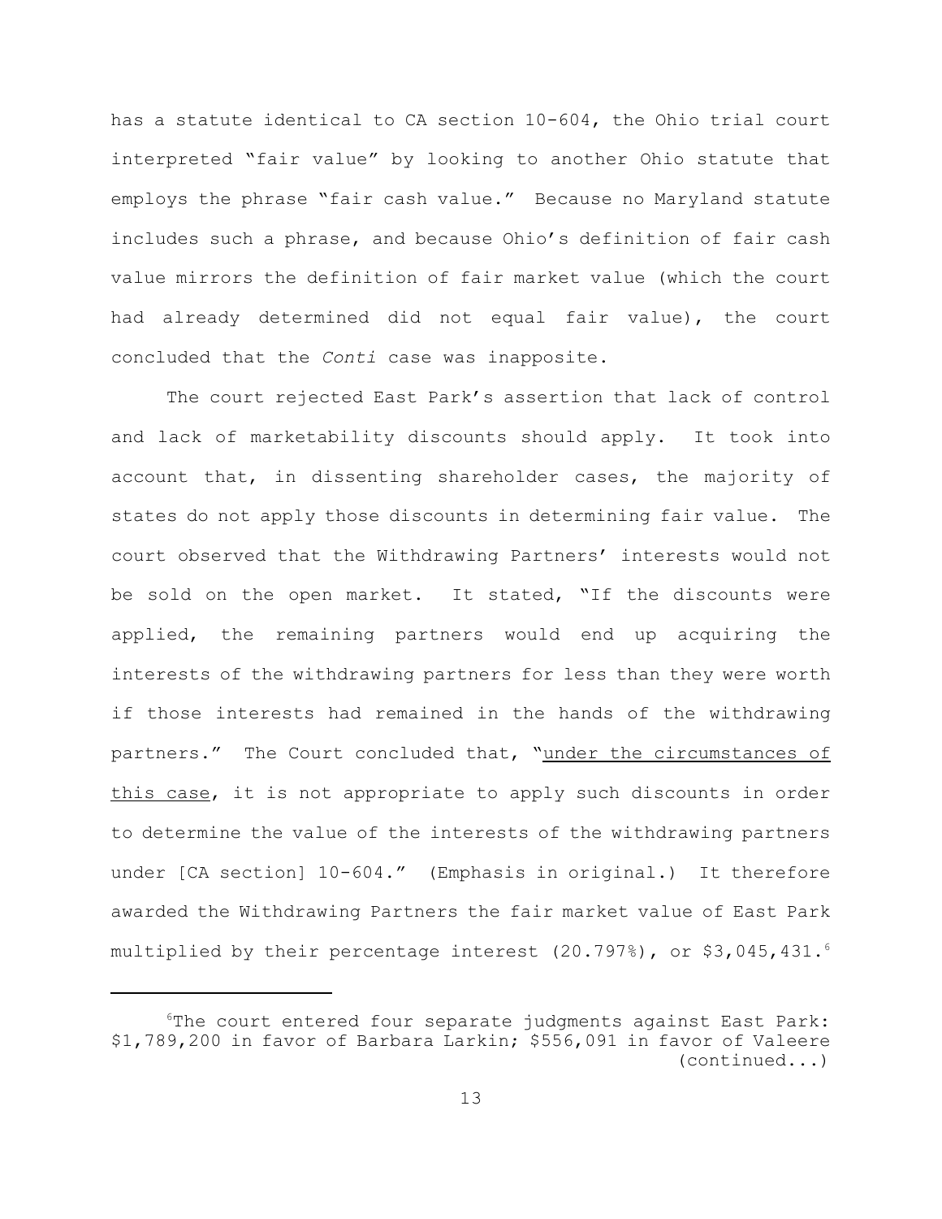has a statute identical to CA section 10-604, the Ohio trial court interpreted "fair value" by looking to another Ohio statute that employs the phrase "fair cash value." Because no Maryland statute includes such a phrase, and because Ohio's definition of fair cash value mirrors the definition of fair market value (which the court had already determined did not equal fair value), the court concluded that the *Conti* case was inapposite.

The court rejected East Park's assertion that lack of control and lack of marketability discounts should apply. It took into account that, in dissenting shareholder cases, the majority of states do not apply those discounts in determining fair value. The court observed that the Withdrawing Partners' interests would not be sold on the open market. It stated, "If the discounts were applied, the remaining partners would end up acquiring the interests of the withdrawing partners for less than they were worth if those interests had remained in the hands of the withdrawing partners." The Court concluded that, "under the circumstances of this case, it is not appropriate to apply such discounts in order to determine the value of the interests of the withdrawing partners under [CA section] 10-604." (Emphasis in original.) It therefore awarded the Withdrawing Partners the fair market value of East Park multiplied by their percentage interest (20.797%), or $3,045,431.[6]

---

[6]The court entered four separate judgments against East Park: $1,789,200 in favor of Barbara Larkin; $556,091 in favor of Valeere (continued...)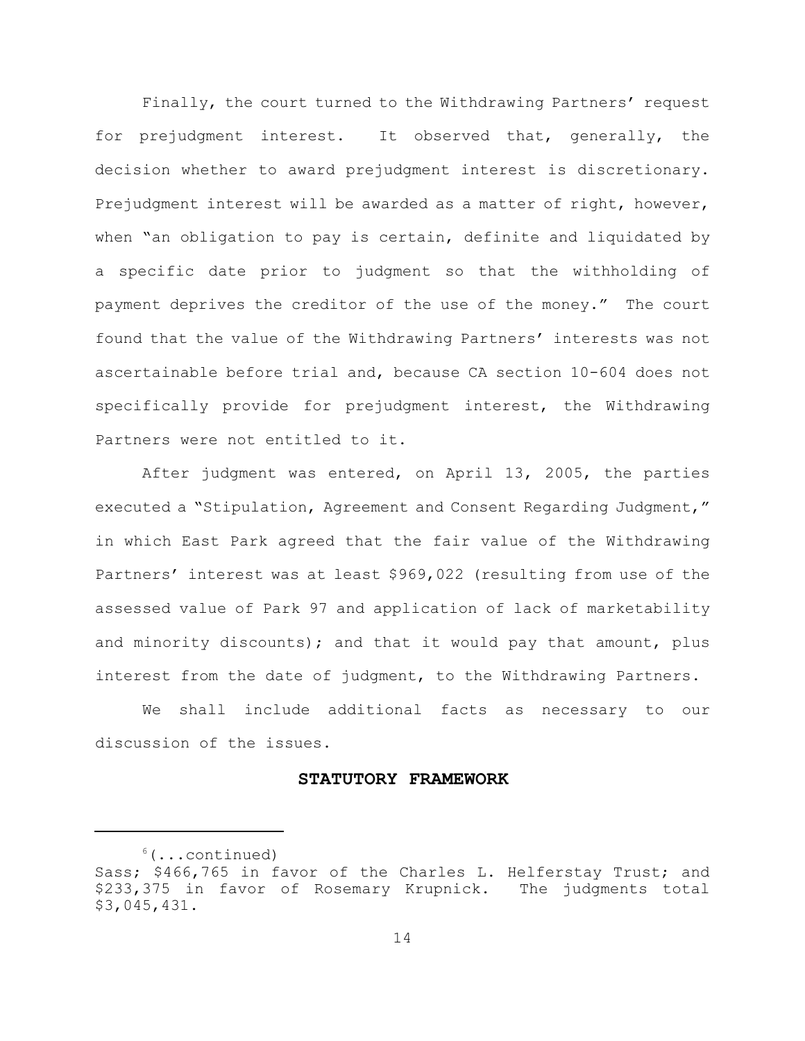Finally, the court turned to the Withdrawing Partners' request for prejudgment interest. It observed that, generally, the decision whether to award prejudgment interest is discretionary. Prejudgment interest will be awarded as a matter of right, however, when "an obligation to pay is certain, definite and liquidated by a specific date prior to judgment so that the withholding of payment deprives the creditor of the use of the money." The court found that the value of the Withdrawing Partners' interests was not ascertainable before trial and, because CA section 10-604 does not specifically provide for prejudgment interest, the Withdrawing Partners were not entitled to it.

After judgment was entered, on April 13, 2005, the parties executed a "Stipulation, Agreement and Consent Regarding Judgment," in which East Park agreed that the fair value of the Withdrawing Partners' interest was at least $969,022 (resulting from use of the assessed value of Park 97 and application of lack of marketability and minority discounts); and that it would pay that amount, plus interest from the date of judgment, to the Withdrawing Partners.

We shall include additional facts as necessary to our discussion of the issues.

## STATUTORY FRAMEWORK

---

[6](...continued) Sass; $466,765 in favor of the Charles L. Helferstay Trust; and $233,375 in favor of Rosemary Krupnick. The judgments total $3,045,431.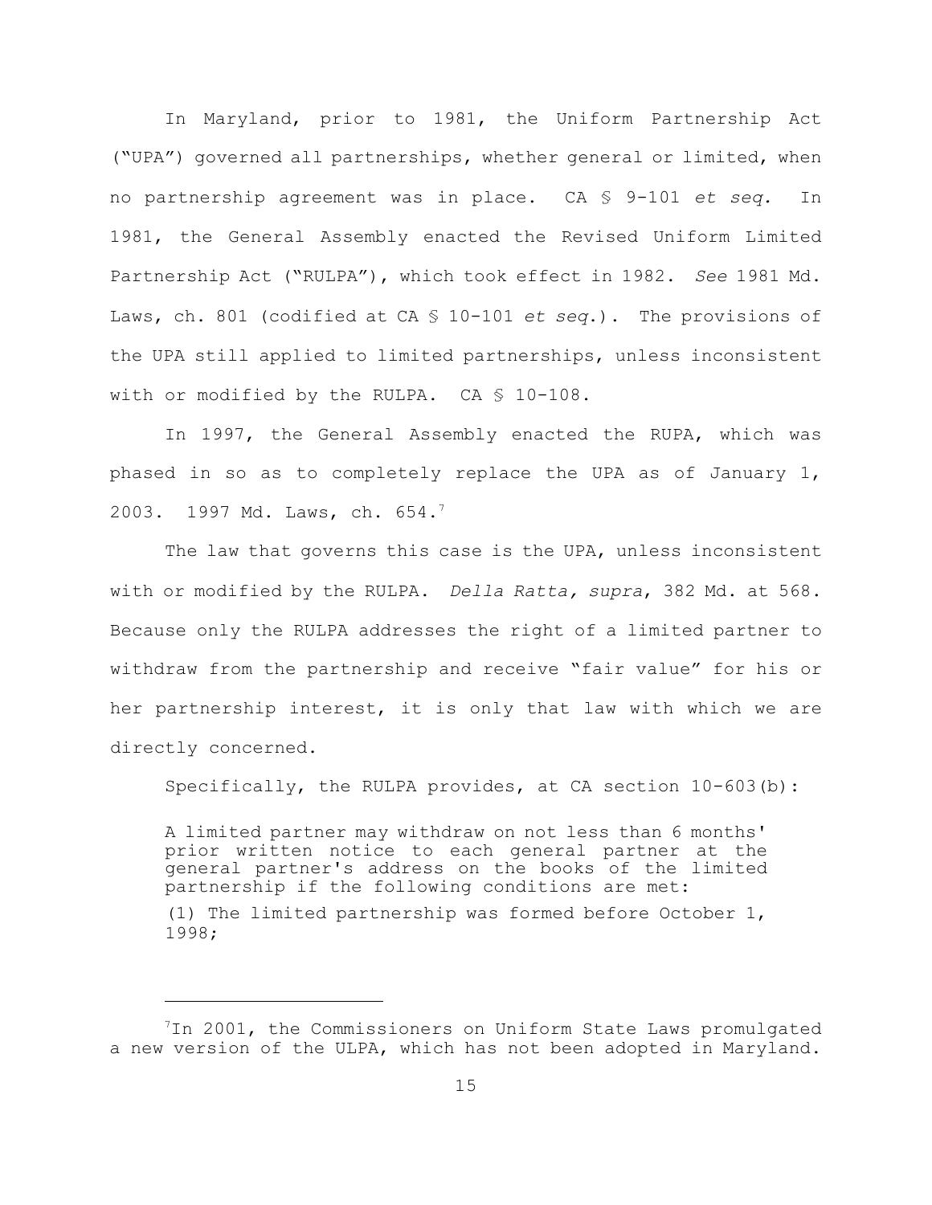In Maryland, prior to 1981, the Uniform Partnership Act ("UPA") governed all partnerships, whether general or limited, when no partnership agreement was in place. CA § 9-101 *et seq.* In 1981, the General Assembly enacted the Revised Uniform Limited Partnership Act ("RULPA"), which took effect in 1982. *See* 1981 Md. Laws, ch. 801 (codified at CA § 10-101 *et seq.*). The provisions of the UPA still applied to limited partnerships, unless inconsistent with or modified by the RULPA. CA § 10-108.

In 1997, the General Assembly enacted the RUPA, which was phased in so as to completely replace the UPA as of January 1, 2003. 1997 Md. Laws, ch. 654.[7]

The law that governs this case is the UPA, unless inconsistent with or modified by the RULPA. *Della Ratta, supra*, 382 Md. at 568. Because only the RULPA addresses the right of a limited partner to withdraw from the partnership and receive "fair value" for his or her partnership interest, it is only that law with which we are directly concerned.

Specifically, the RULPA provides, at CA section 10-603(b):

> A limited partner may withdraw on not less than 6 months' prior written notice to each general partner at the general partner's address on the books of the limited partnership if the following conditions are met:
>
> (1) The limited partnership was formed before October 1, 1998;

---

[7] In 2001, the Commissioners on Uniform State Laws promulgated a new version of the ULPA, which has not been adopted in Maryland.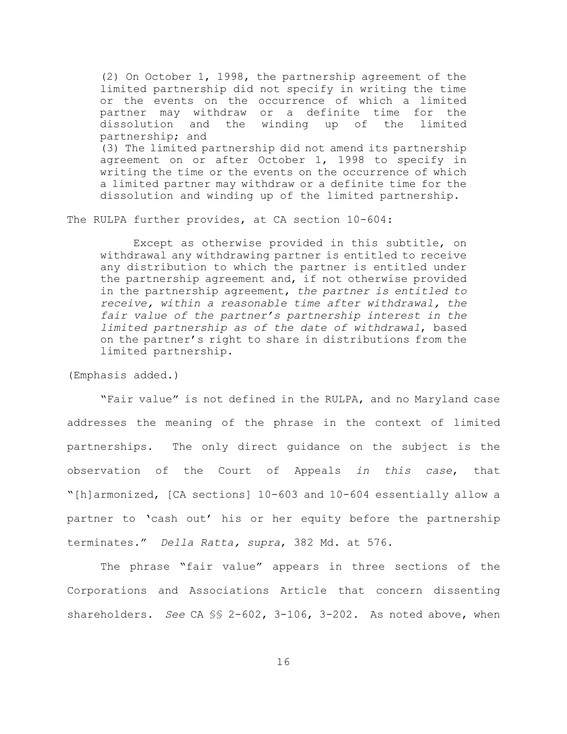> (2) On October 1, 1998, the partnership agreement of the limited partnership did not specify in writing the time or the events on the occurrence of which a limited partner may withdraw or a definite time for the dissolution and the winding up of the limited partnership; and
>
> (3) The limited partnership did not amend its partnership agreement on or after October 1, 1998 to specify in writing the time or the events on the occurrence of which a limited partner may withdraw or a definite time for the dissolution and winding up of the limited partnership.

The RULPA further provides, at CA section 10-604:

> Except as otherwise provided in this subtitle, on withdrawal any withdrawing partner is entitled to receive any distribution to which the partner is entitled under the partnership agreement and, if not otherwise provided in the partnership agreement, *the partner is entitled to receive, within a reasonable time after withdrawal, the fair value of the partner's partnership interest in the limited partnership as of the date of withdrawal*, based on the partner's right to share in distributions from the limited partnership.

(Emphasis added.)

"Fair value" is not defined in the RULPA, and no Maryland case addresses the meaning of the phrase in the context of limited partnerships. The only direct guidance on the subject is the observation of the Court of Appeals *in this case*, that "[h]armonized, [CA sections] 10-603 and 10-604 essentially allow a partner to 'cash out' his or her equity before the partnership terminates." *Della Ratta, supra*, 382 Md. at 576.

The phrase "fair value" appears in three sections of the Corporations and Associations Article that concern dissenting shareholders. *See* CA §§ 2-602, 3-106, 3-202. As noted above, when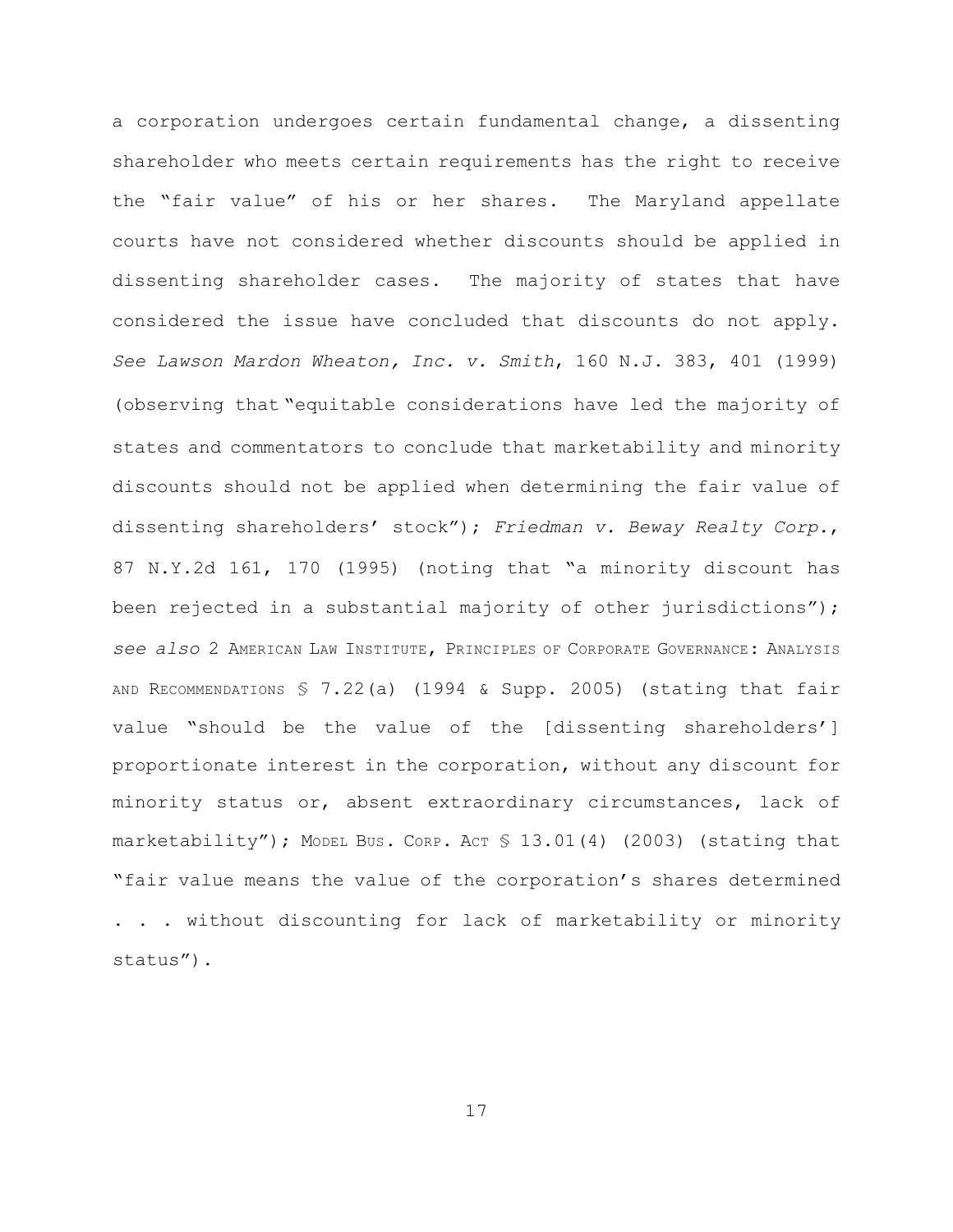a corporation undergoes certain fundamental change, a dissenting shareholder who meets certain requirements has the right to receive the "fair value" of his or her shares. The Maryland appellate courts have not considered whether discounts should be applied in dissenting shareholder cases. The majority of states that have considered the issue have concluded that discounts do not apply. *See Lawson Mardon Wheaton, Inc. v. Smith*, 160 N.J. 383, 401 (1999) (observing that "equitable considerations have led the majority of states and commentators to conclude that marketability and minority discounts should not be applied when determining the fair value of dissenting shareholders' stock"); *Friedman v. Beway Realty Corp.*, 87 N.Y.2d 161, 170 (1995) (noting that "a minority discount has been rejected in a substantial majority of other jurisdictions"); *see also* 2 AMERICAN LAW INSTITUTE, PRINCIPLES OF CORPORATE GOVERNANCE: ANALYSIS AND RECOMMENDATIONS § 7.22(a) (1994 & Supp. 2005) (stating that fair value "should be the value of the [dissenting shareholders'] proportionate interest in the corporation, without any discount for minority status or, absent extraordinary circumstances, lack of marketability"); MODEL BUS. CORP. ACT § 13.01(4) (2003) (stating that "fair value means the value of the corporation's shares determined . . . without discounting for lack of marketability or minority status").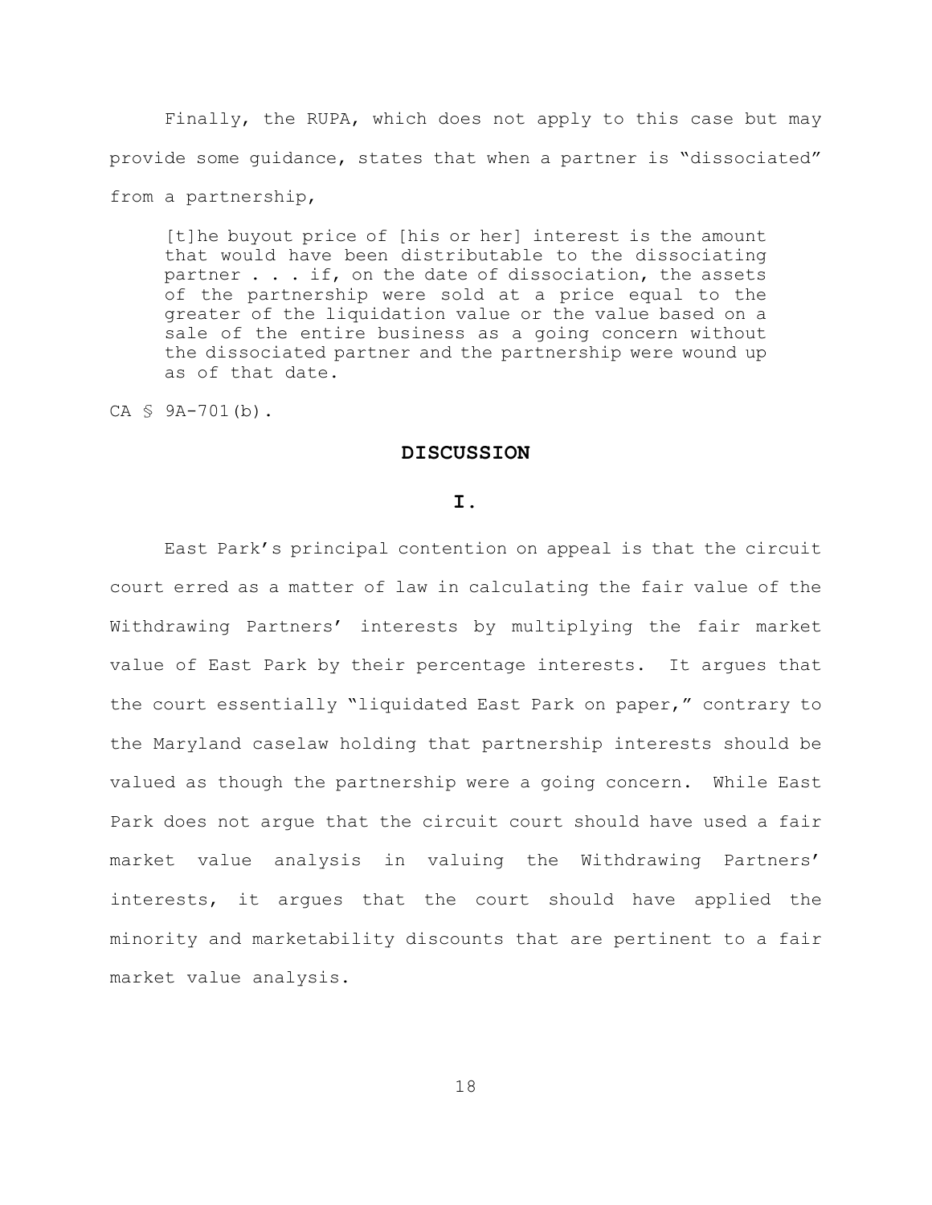Finally, the RUPA, which does not apply to this case but may provide some guidance, states that when a partner is "dissociated" from a partnership,

> [t]he buyout price of [his or her] interest is the amount that would have been distributable to the dissociating partner . . . if, on the date of dissociation, the assets of the partnership were sold at a price equal to the greater of the liquidation value or the value based on a sale of the entire business as a going concern without the dissociated partner and the partnership were wound up as of that date.

CA § 9A-701(b).

## DISCUSSION

### I.

East Park's principal contention on appeal is that the circuit court erred as a matter of law in calculating the fair value of the Withdrawing Partners' interests by multiplying the fair market value of East Park by their percentage interests. It argues that the court essentially "liquidated East Park on paper," contrary to the Maryland caselaw holding that partnership interests should be valued as though the partnership were a going concern. While East Park does not argue that the circuit court should have used a fair market value analysis in valuing the Withdrawing Partners' interests, it argues that the court should have applied the minority and marketability discounts that are pertinent to a fair market value analysis.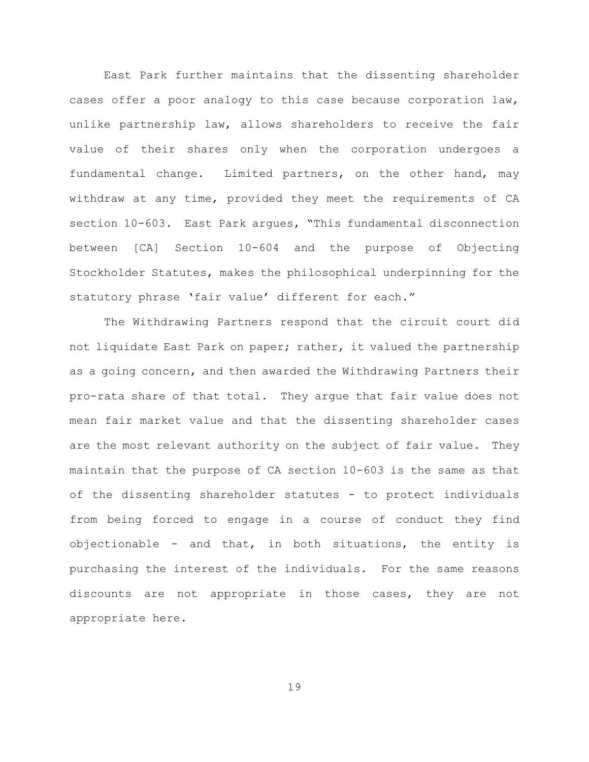East Park further maintains that the dissenting shareholder cases offer a poor analogy to this case because corporation law, unlike partnership law, allows shareholders to receive the fair value of their shares only when the corporation undergoes a fundamental change. Limited partners, on the other hand, may withdraw at any time, provided they meet the requirements of CA section 10-603. East Park argues, "This fundamental disconnection between [CA] Section 10-604 and the purpose of Objecting Stockholder Statutes, makes the philosophical underpinning for the statutory phrase 'fair value' different for each."

The Withdrawing Partners respond that the circuit court did not liquidate East Park on paper; rather, it valued the partnership as a going concern, and then awarded the Withdrawing Partners their pro-rata share of that total. They argue that fair value does not mean fair market value and that the dissenting shareholder cases are the most relevant authority on the subject of fair value. They maintain that the purpose of CA section 10-603 is the same as that of the dissenting shareholder statutes - to protect individuals from being forced to engage in a course of conduct they find objectionable - and that, in both situations, the entity is purchasing the interest of the individuals. For the same reasons discounts are not appropriate in those cases, they are not appropriate here.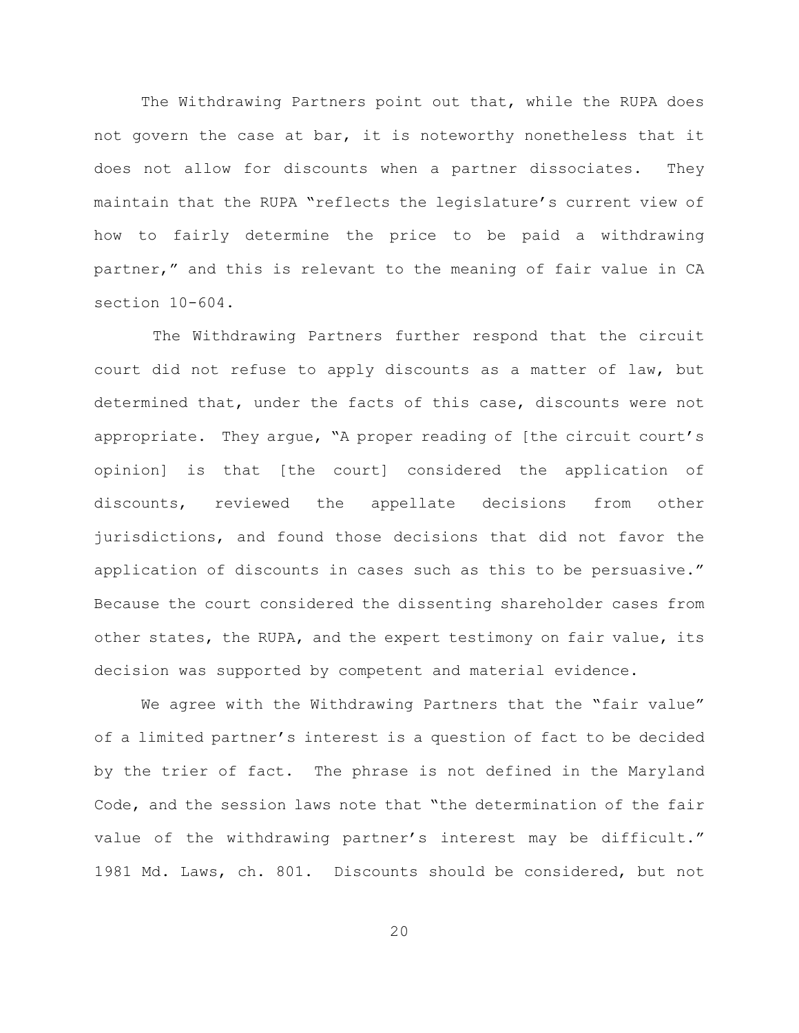The Withdrawing Partners point out that, while the RUPA does not govern the case at bar, it is noteworthy nonetheless that it does not allow for discounts when a partner dissociates. They maintain that the RUPA "reflects the legislature's current view of how to fairly determine the price to be paid a withdrawing partner," and this is relevant to the meaning of fair value in CA section 10-604.

The Withdrawing Partners further respond that the circuit court did not refuse to apply discounts as a matter of law, but determined that, under the facts of this case, discounts were not appropriate. They argue, "A proper reading of [the circuit court's opinion] is that [the court] considered the application of discounts, reviewed the appellate decisions from other jurisdictions, and found those decisions that did not favor the application of discounts in cases such as this to be persuasive." Because the court considered the dissenting shareholder cases from other states, the RUPA, and the expert testimony on fair value, its decision was supported by competent and material evidence.

We agree with the Withdrawing Partners that the "fair value" of a limited partner's interest is a question of fact to be decided by the trier of fact. The phrase is not defined in the Maryland Code, and the session laws note that "the determination of the fair value of the withdrawing partner's interest may be difficult." 1981 Md. Laws, ch. 801. Discounts should be considered, but not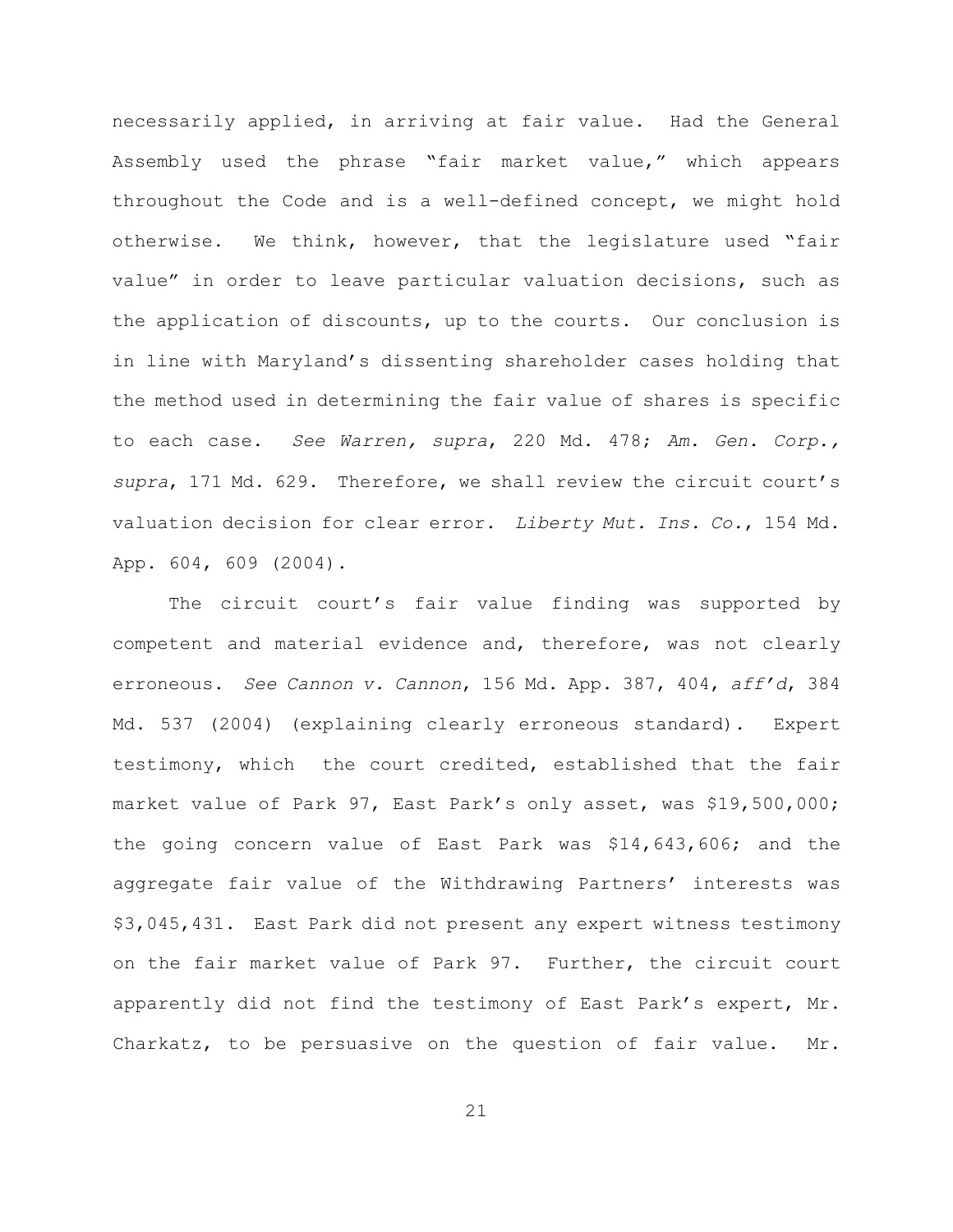necessarily applied, in arriving at fair value. Had the General Assembly used the phrase "fair market value," which appears throughout the Code and is a well-defined concept, we might hold otherwise. We think, however, that the legislature used "fair value" in order to leave particular valuation decisions, such as the application of discounts, up to the courts. Our conclusion is in line with Maryland's dissenting shareholder cases holding that the method used in determining the fair value of shares is specific to each case. *See Warren, supra*, 220 Md. 478; *Am. Gen. Corp., supra*, 171 Md. 629. Therefore, we shall review the circuit court's valuation decision for clear error. *Liberty Mut. Ins. Co.*, 154 Md. App. 604, 609 (2004).

The circuit court's fair value finding was supported by competent and material evidence and, therefore, was not clearly erroneous. *See Cannon v. Cannon*, 156 Md. App. 387, 404, *aff'd*, 384 Md. 537 (2004) (explaining clearly erroneous standard). Expert testimony, which the court credited, established that the fair market value of Park 97, East Park's only asset, was $19,500,000; the going concern value of East Park was $14,643,606; and the aggregate fair value of the Withdrawing Partners' interests was $3,045,431. East Park did not present any expert witness testimony on the fair market value of Park 97. Further, the circuit court apparently did not find the testimony of East Park's expert, Mr. Charkatz, to be persuasive on the question of fair value. Mr.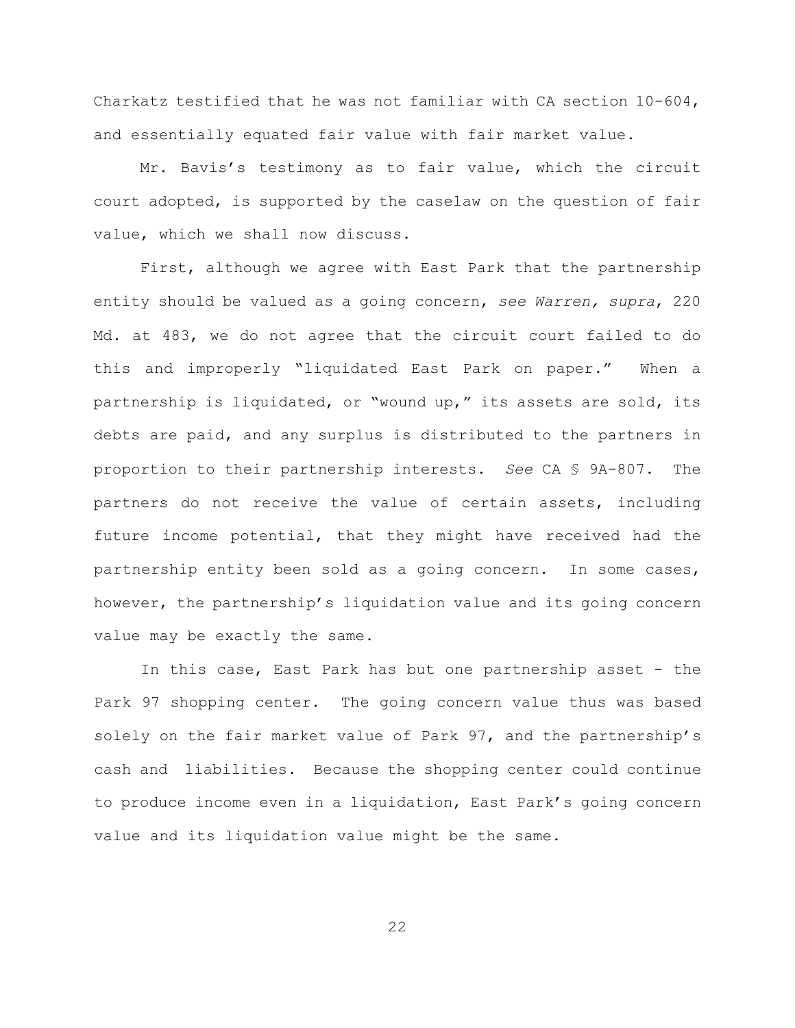Charkatz testified that he was not familiar with CA section 10-604, and essentially equated fair value with fair market value.

Mr. Bavis's testimony as to fair value, which the circuit court adopted, is supported by the caselaw on the question of fair value, which we shall now discuss.

First, although we agree with East Park that the partnership entity should be valued as a going concern, *see Warren, supra*, 220 Md. at 483, we do not agree that the circuit court failed to do this and improperly "liquidated East Park on paper." When a partnership is liquidated, or "wound up," its assets are sold, its debts are paid, and any surplus is distributed to the partners in proportion to their partnership interests. *See* CA § 9A-807. The partners do not receive the value of certain assets, including future income potential, that they might have received had the partnership entity been sold as a going concern. In some cases, however, the partnership's liquidation value and its going concern value may be exactly the same.

In this case, East Park has but one partnership asset - the Park 97 shopping center. The going concern value thus was based solely on the fair market value of Park 97, and the partnership's cash and liabilities. Because the shopping center could continue to produce income even in a liquidation, East Park's going concern value and its liquidation value might be the same.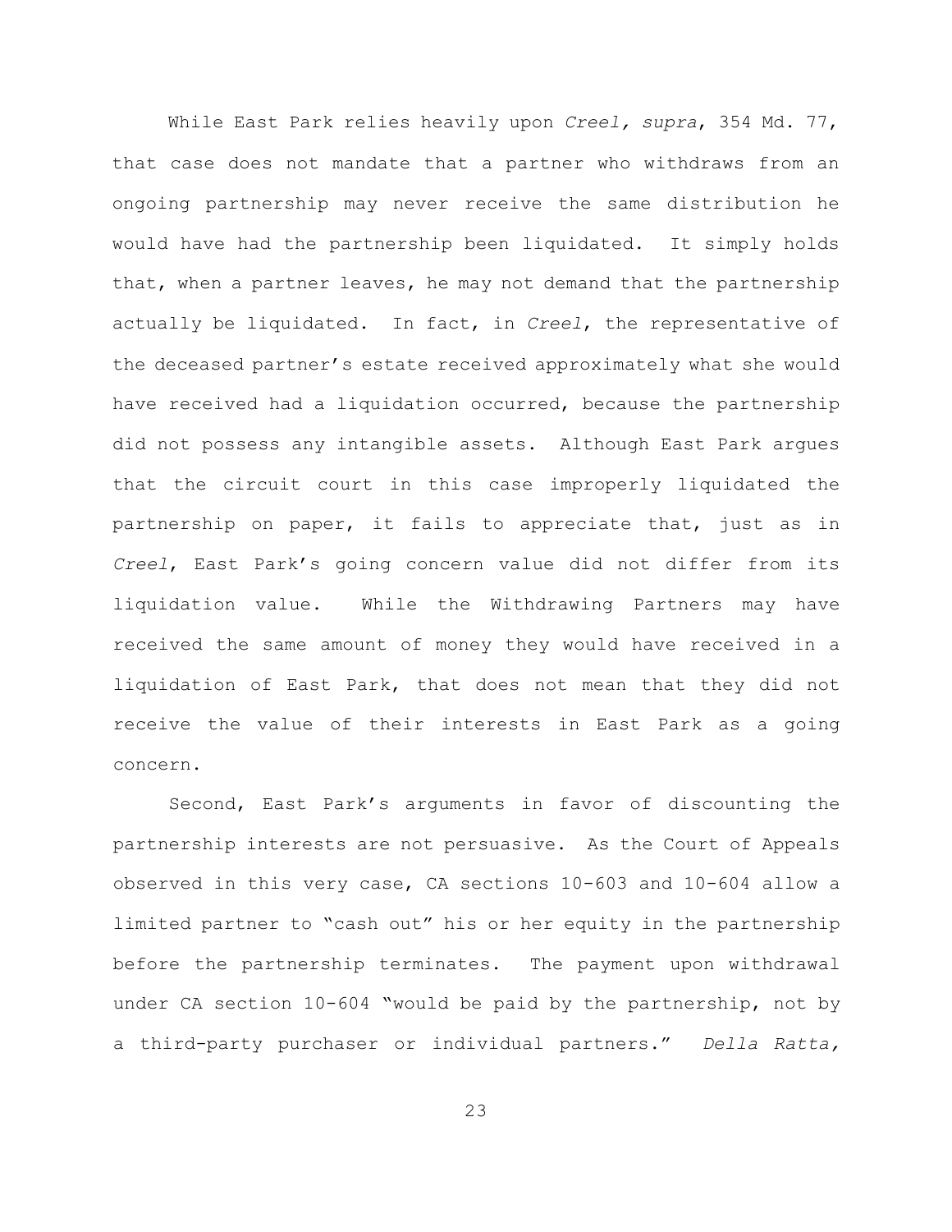While East Park relies heavily upon *Creel, supra*, 354 Md. 77, that case does not mandate that a partner who withdraws from an ongoing partnership may never receive the same distribution he would have had the partnership been liquidated. It simply holds that, when a partner leaves, he may not demand that the partnership actually be liquidated. In fact, in *Creel*, the representative of the deceased partner's estate received approximately what she would have received had a liquidation occurred, because the partnership did not possess any intangible assets. Although East Park argues that the circuit court in this case improperly liquidated the partnership on paper, it fails to appreciate that, just as in *Creel*, East Park's going concern value did not differ from its liquidation value. While the Withdrawing Partners may have received the same amount of money they would have received in a liquidation of East Park, that does not mean that they did not receive the value of their interests in East Park as a going concern.

Second, East Park's arguments in favor of discounting the partnership interests are not persuasive. As the Court of Appeals observed in this very case, CA sections 10-603 and 10-604 allow a limited partner to "cash out" his or her equity in the partnership before the partnership terminates. The payment upon withdrawal under CA section 10-604 "would be paid by the partnership, not by a third-party purchaser or individual partners." *Della Ratta,*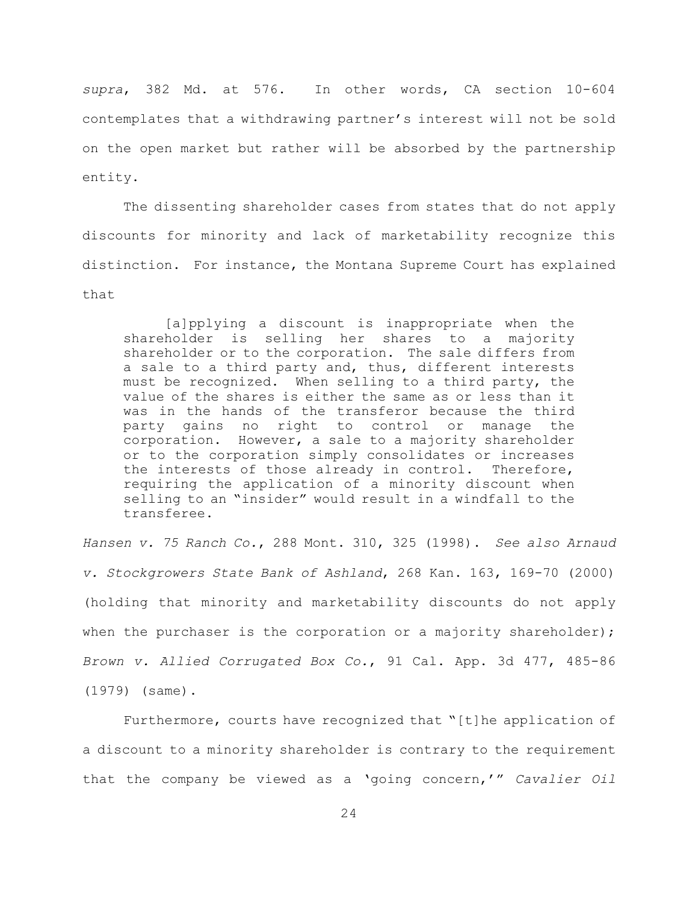*supra*, 382 Md. at 576. In other words, CA section 10-604 contemplates that a withdrawing partner's interest will not be sold on the open market but rather will be absorbed by the partnership entity.

The dissenting shareholder cases from states that do not apply discounts for minority and lack of marketability recognize this distinction. For instance, the Montana Supreme Court has explained that

> [a]pplying a discount is inappropriate when the shareholder is selling her shares to a majority shareholder or to the corporation. The sale differs from a sale to a third party and, thus, different interests must be recognized. When selling to a third party, the value of the shares is either the same as or less than it was in the hands of the transferor because the third party gains no right to control or manage the corporation. However, a sale to a majority shareholder or to the corporation simply consolidates or increases the interests of those already in control. Therefore, requiring the application of a minority discount when selling to an "insider" would result in a windfall to the transferee.

*Hansen v. 75 Ranch Co.*, 288 Mont. 310, 325 (1998). *See also Arnaud v. Stockgrowers State Bank of Ashland*, 268 Kan. 163, 169-70 (2000) (holding that minority and marketability discounts do not apply when the purchaser is the corporation or a majority shareholder); *Brown v. Allied Corrugated Box Co.*, 91 Cal. App. 3d 477, 485-86 (1979) (same).

Furthermore, courts have recognized that "[t]he application of a discount to a minority shareholder is contrary to the requirement that the company be viewed as a 'going concern,'" *Cavalier Oil*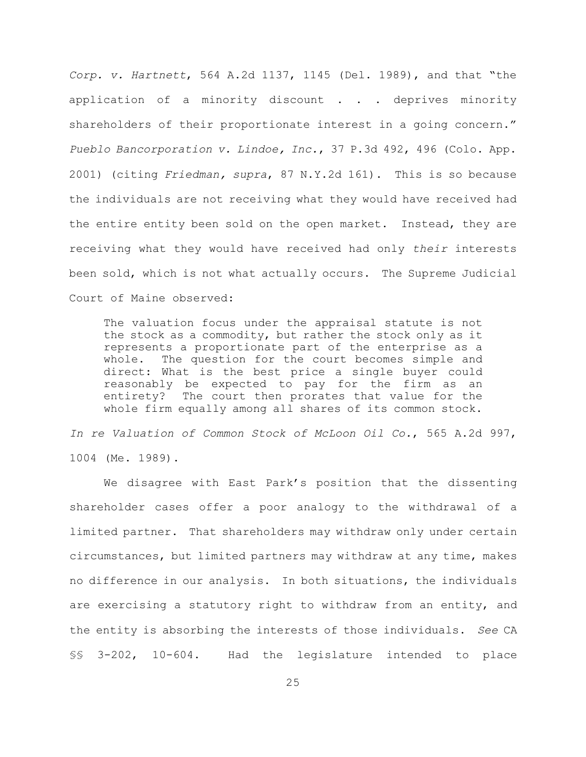*Corp. v. Hartnett*, 564 A.2d 1137, 1145 (Del. 1989), and that "the application of a minority discount . . . deprives minority shareholders of their proportionate interest in a going concern." *Pueblo Bancorporation v. Lindoe, Inc.*, 37 P.3d 492, 496 (Colo. App. 2001) (citing *Friedman, supra*, 87 N.Y.2d 161). This is so because the individuals are not receiving what they would have received had the entire entity been sold on the open market. Instead, they are receiving what they would have received had only *their* interests been sold, which is not what actually occurs. The Supreme Judicial Court of Maine observed:

> The valuation focus under the appraisal statute is not the stock as a commodity, but rather the stock only as it represents a proportionate part of the enterprise as a whole. The question for the court becomes simple and direct: What is the best price a single buyer could reasonably be expected to pay for the firm as an entirety? The court then prorates that value for the whole firm equally among all shares of its common stock.

*In re Valuation of Common Stock of McLoon Oil Co.*, 565 A.2d 997, 1004 (Me. 1989).

We disagree with East Park's position that the dissenting shareholder cases offer a poor analogy to the withdrawal of a limited partner. That shareholders may withdraw only under certain circumstances, but limited partners may withdraw at any time, makes no difference in our analysis. In both situations, the individuals are exercising a statutory right to withdraw from an entity, and the entity is absorbing the interests of those individuals. *See* CA §§ 3-202, 10-604. Had the legislature intended to place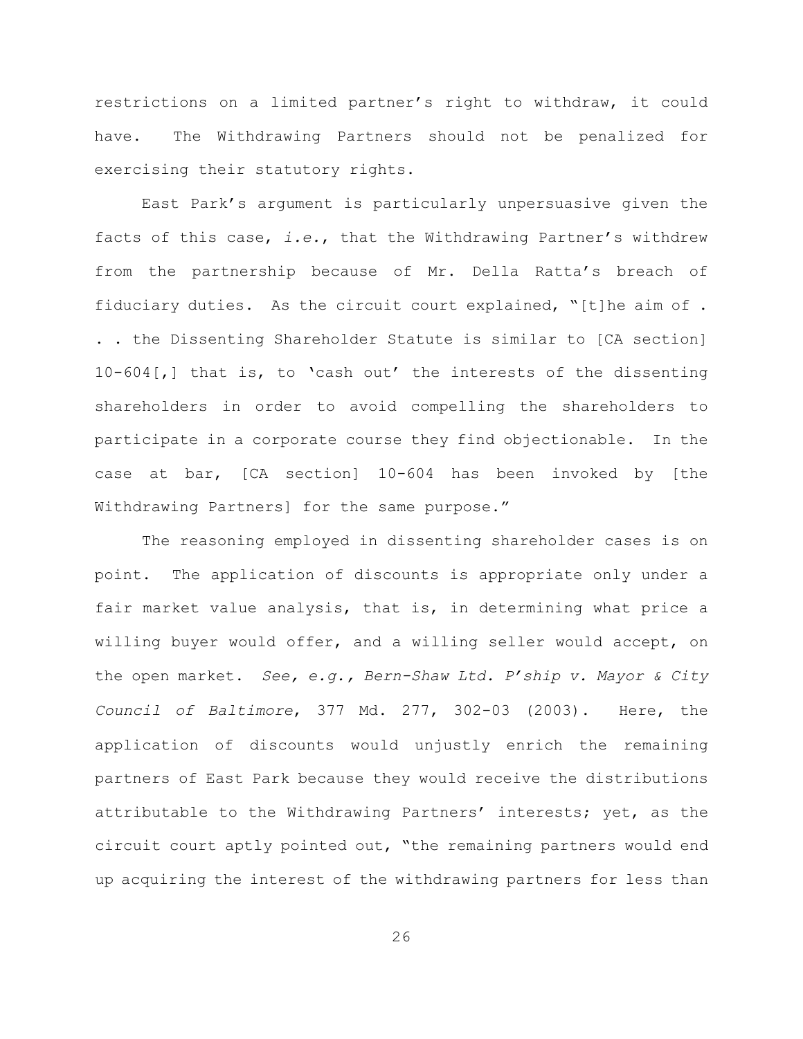restrictions on a limited partner's right to withdraw, it could have. The Withdrawing Partners should not be penalized for exercising their statutory rights.

East Park's argument is particularly unpersuasive given the facts of this case, *i.e.*, that the Withdrawing Partner's withdrew from the partnership because of Mr. Della Ratta's breach of fiduciary duties. As the circuit court explained, "[t]he aim of . . . the Dissenting Shareholder Statute is similar to [CA section] 10-604[,] that is, to 'cash out' the interests of the dissenting shareholders in order to avoid compelling the shareholders to participate in a corporate course they find objectionable. In the case at bar, [CA section] 10-604 has been invoked by [the Withdrawing Partners] for the same purpose."

The reasoning employed in dissenting shareholder cases is on point. The application of discounts is appropriate only under a fair market value analysis, that is, in determining what price a willing buyer would offer, and a willing seller would accept, on the open market. *See, e.g., Bern-Shaw Ltd. P'ship v. Mayor & City Council of Baltimore*, 377 Md. 277, 302-03 (2003). Here, the application of discounts would unjustly enrich the remaining partners of East Park because they would receive the distributions attributable to the Withdrawing Partners' interests; yet, as the circuit court aptly pointed out, "the remaining partners would end up acquiring the interest of the withdrawing partners for less than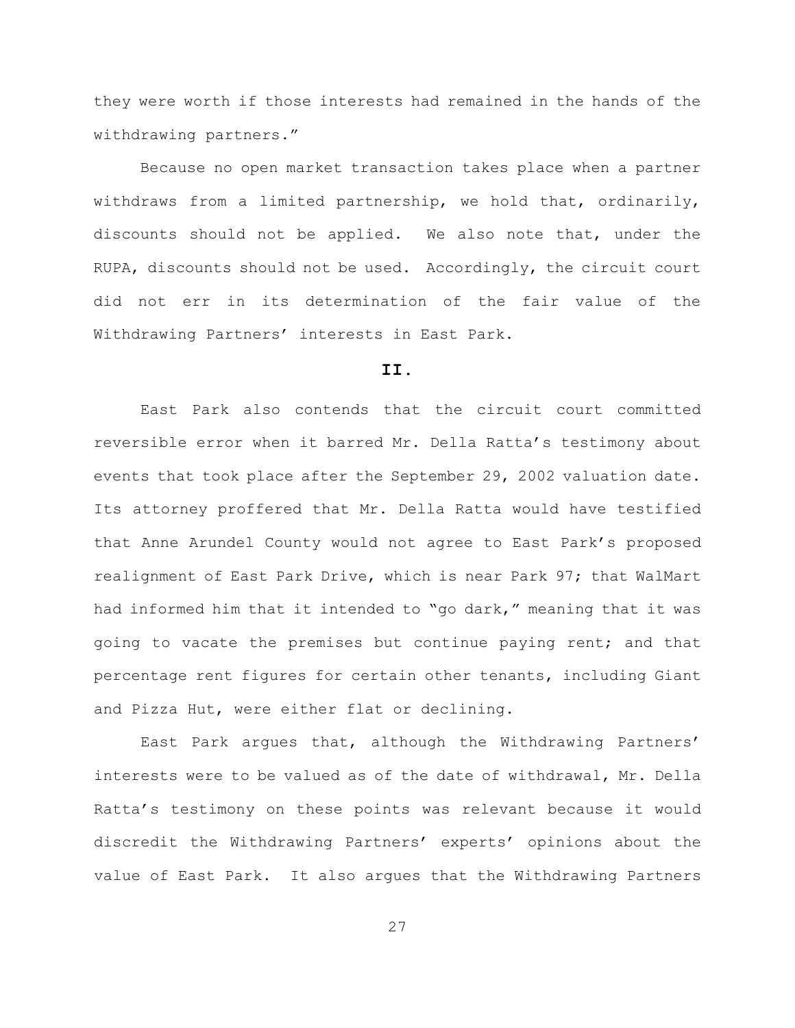they were worth if those interests had remained in the hands of the withdrawing partners."

Because no open market transaction takes place when a partner withdraws from a limited partnership, we hold that, ordinarily, discounts should not be applied. We also note that, under the RUPA, discounts should not be used. Accordingly, the circuit court did not err in its determination of the fair value of the Withdrawing Partners' interests in East Park.

## II.

East Park also contends that the circuit court committed reversible error when it barred Mr. Della Ratta's testimony about events that took place after the September 29, 2002 valuation date. Its attorney proffered that Mr. Della Ratta would have testified that Anne Arundel County would not agree to East Park's proposed realignment of East Park Drive, which is near Park 97; that WalMart had informed him that it intended to "go dark," meaning that it was going to vacate the premises but continue paying rent; and that percentage rent figures for certain other tenants, including Giant and Pizza Hut, were either flat or declining.

East Park argues that, although the Withdrawing Partners' interests were to be valued as of the date of withdrawal, Mr. Della Ratta's testimony on these points was relevant because it would discredit the Withdrawing Partners' experts' opinions about the value of East Park. It also argues that the Withdrawing Partners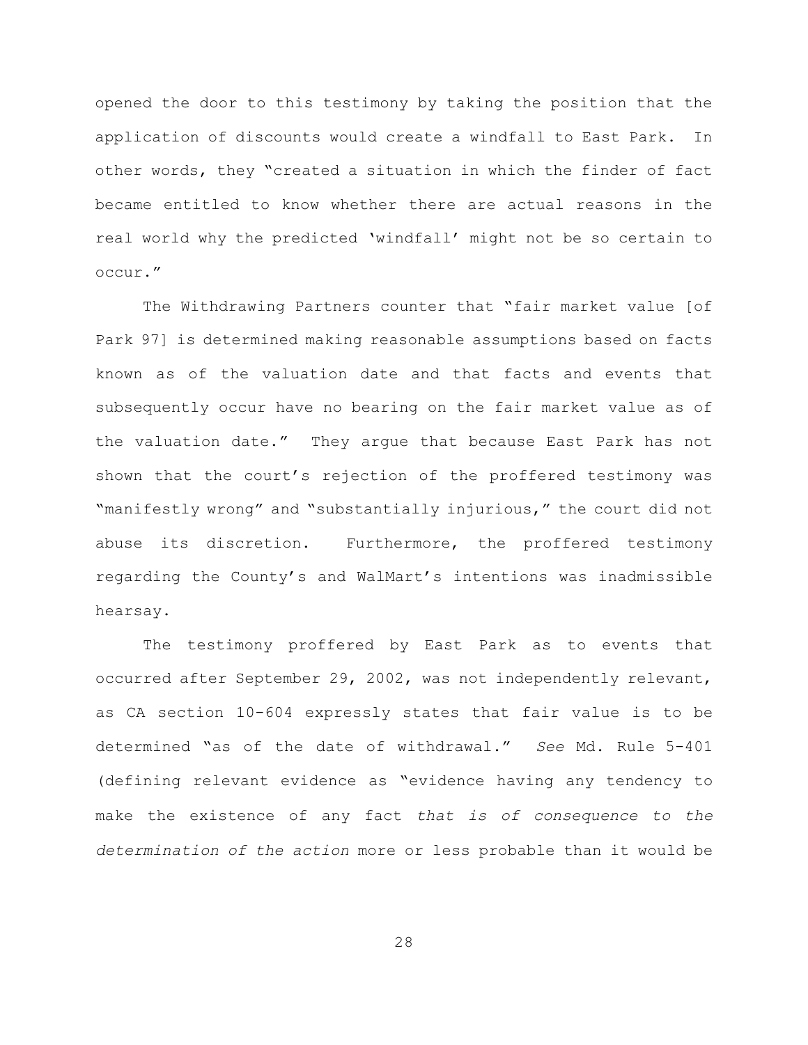opened the door to this testimony by taking the position that the application of discounts would create a windfall to East Park. In other words, they "created a situation in which the finder of fact became entitled to know whether there are actual reasons in the real world why the predicted 'windfall' might not be so certain to occur."

The Withdrawing Partners counter that "fair market value [of Park 97] is determined making reasonable assumptions based on facts known as of the valuation date and that facts and events that subsequently occur have no bearing on the fair market value as of the valuation date." They argue that because East Park has not shown that the court's rejection of the proffered testimony was "manifestly wrong" and "substantially injurious," the court did not abuse its discretion. Furthermore, the proffered testimony regarding the County's and WalMart's intentions was inadmissible hearsay.

The testimony proffered by East Park as to events that occurred after September 29, 2002, was not independently relevant, as CA section 10-604 expressly states that fair value is to be determined "as of the date of withdrawal." *See* Md. Rule 5-401 (defining relevant evidence as "evidence having any tendency to make the existence of any fact *that is of consequence to the determination of the action* more or less probable than it would be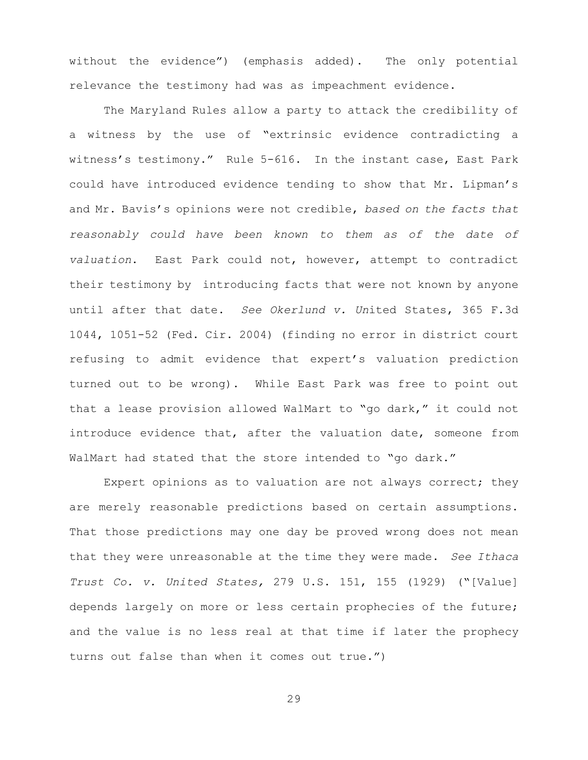without the evidence") (emphasis added). The only potential relevance the testimony had was as impeachment evidence.

The Maryland Rules allow a party to attack the credibility of a witness by the use of "extrinsic evidence contradicting a witness's testimony." Rule 5-616. In the instant case, East Park could have introduced evidence tending to show that Mr. Lipman's and Mr. Bavis's opinions were not credible, *based on the facts that reasonably could have been known to them as of the date of valuation*. East Park could not, however, attempt to contradict their testimony by introducing facts that were not known by anyone until after that date. *See Okerlund v. Un*ited States, 365 F.3d 1044, 1051-52 (Fed. Cir. 2004) (finding no error in district court refusing to admit evidence that expert's valuation prediction turned out to be wrong). While East Park was free to point out that a lease provision allowed WalMart to "go dark," it could not introduce evidence that, after the valuation date, someone from WalMart had stated that the store intended to "go dark."

Expert opinions as to valuation are not always correct; they are merely reasonable predictions based on certain assumptions. That those predictions may one day be proved wrong does not mean that they were unreasonable at the time they were made. *See Ithaca Trust Co. v. United States,* 279 U.S. 151, 155 (1929) ("[Value] depends largely on more or less certain prophecies of the future; and the value is no less real at that time if later the prophecy turns out false than when it comes out true.")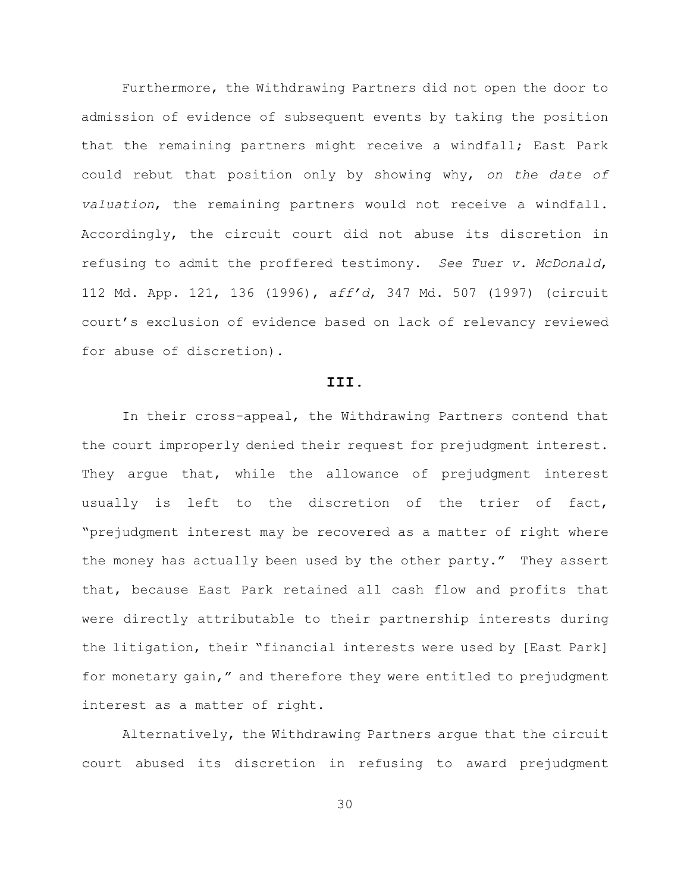Furthermore, the Withdrawing Partners did not open the door to admission of evidence of subsequent events by taking the position that the remaining partners might receive a windfall; East Park could rebut that position only by showing why, *on the date of valuation*, the remaining partners would not receive a windfall. Accordingly, the circuit court did not abuse its discretion in refusing to admit the proffered testimony. *See Tuer v. McDonald*, 112 Md. App. 121, 136 (1996), *aff'd*, 347 Md. 507 (1997) (circuit court's exclusion of evidence based on lack of relevancy reviewed for abuse of discretion).

## III.

In their cross-appeal, the Withdrawing Partners contend that the court improperly denied their request for prejudgment interest. They argue that, while the allowance of prejudgment interest usually is left to the discretion of the trier of fact, "prejudgment interest may be recovered as a matter of right where the money has actually been used by the other party." They assert that, because East Park retained all cash flow and profits that were directly attributable to their partnership interests during the litigation, their "financial interests were used by [East Park] for monetary gain," and therefore they were entitled to prejudgment interest as a matter of right.

Alternatively, the Withdrawing Partners argue that the circuit court abused its discretion in refusing to award prejudgment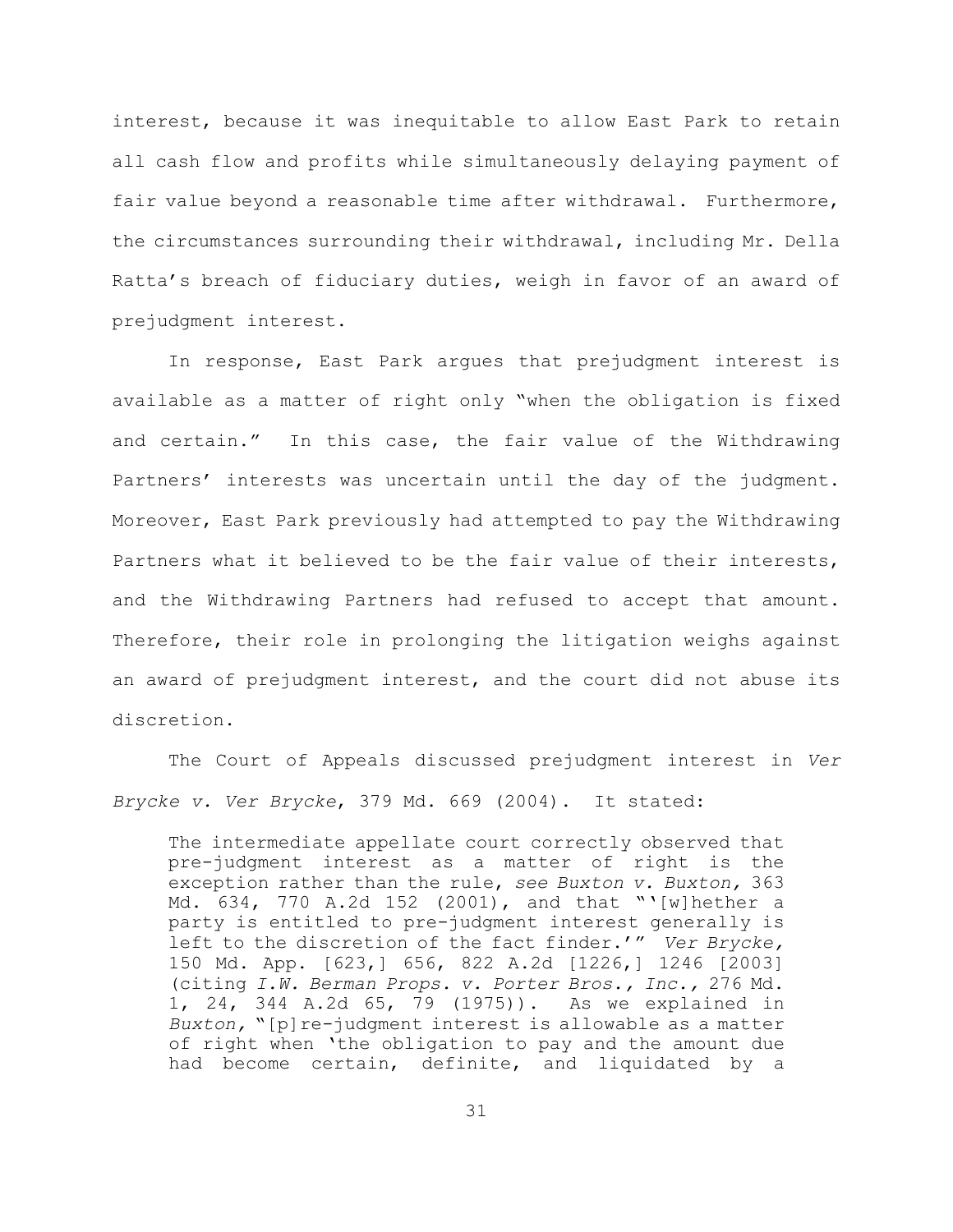interest, because it was inequitable to allow East Park to retain all cash flow and profits while simultaneously delaying payment of fair value beyond a reasonable time after withdrawal. Furthermore, the circumstances surrounding their withdrawal, including Mr. Della Ratta's breach of fiduciary duties, weigh in favor of an award of prejudgment interest.

In response, East Park argues that prejudgment interest is available as a matter of right only "when the obligation is fixed and certain." In this case, the fair value of the Withdrawing Partners' interests was uncertain until the day of the judgment. Moreover, East Park previously had attempted to pay the Withdrawing Partners what it believed to be the fair value of their interests, and the Withdrawing Partners had refused to accept that amount. Therefore, their role in prolonging the litigation weighs against an award of prejudgment interest, and the court did not abuse its discretion.

The Court of Appeals discussed prejudgment interest in *Ver Brycke v. Ver Brycke*, 379 Md. 669 (2004). It stated:

> The intermediate appellate court correctly observed that pre-judgment interest as a matter of right is the exception rather than the rule, *see Buxton v. Buxton,* 363 Md. 634, 770 A.2d 152 (2001), and that "'[w]hether a party is entitled to pre-judgment interest generally is left to the discretion of the fact finder.'" *Ver Brycke,* 150 Md. App. [623,] 656, 822 A.2d [1226,] 1246 [2003] (citing *I.W. Berman Props. v. Porter Bros., Inc.,* 276 Md. 1, 24, 344 A.2d 65, 79 (1975)). As we explained in *Buxton,* "[p]re-judgment interest is allowable as a matter of right when 'the obligation to pay and the amount due had become certain, definite, and liquidated by a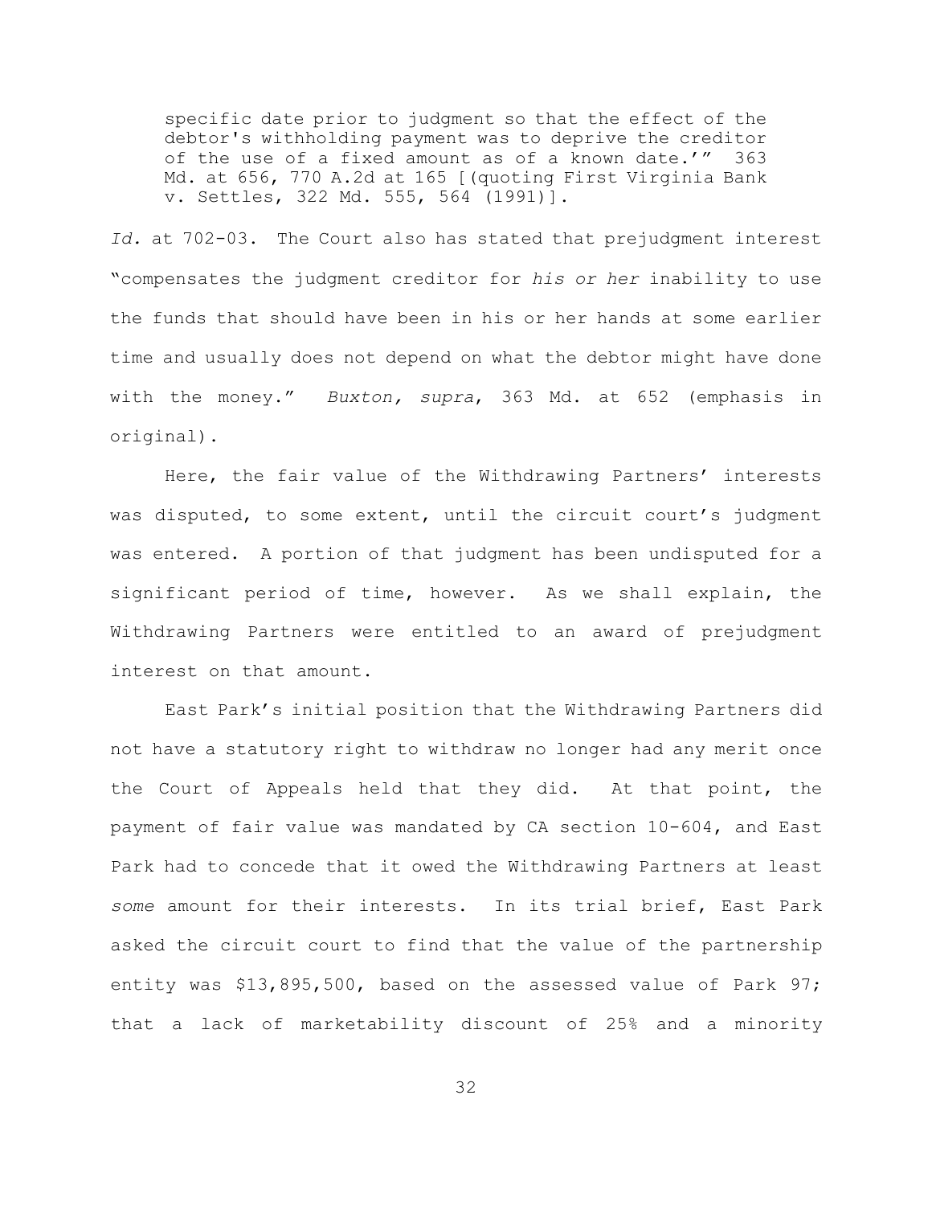> specific date prior to judgment so that the effect of the debtor's withholding payment was to deprive the creditor of the use of a fixed amount as of a known date.'" 363 Md. at 656, 770 A.2d at 165 [(quoting First Virginia Bank v. Settles, 322 Md. 555, 564 (1991)].

*Id.* at 702-03. The Court also has stated that prejudgment interest "compensates the judgment creditor for *his or her* inability to use the funds that should have been in his or her hands at some earlier time and usually does not depend on what the debtor might have done with the money." *Buxton, supra*, 363 Md. at 652 (emphasis in original).

Here, the fair value of the Withdrawing Partners' interests was disputed, to some extent, until the circuit court's judgment was entered. A portion of that judgment has been undisputed for a significant period of time, however. As we shall explain, the Withdrawing Partners were entitled to an award of prejudgment interest on that amount.

East Park's initial position that the Withdrawing Partners did not have a statutory right to withdraw no longer had any merit once the Court of Appeals held that they did. At that point, the payment of fair value was mandated by CA section 10-604, and East Park had to concede that it owed the Withdrawing Partners at least *some* amount for their interests. In its trial brief, East Park asked the circuit court to find that the value of the partnership entity was $13,895,500, based on the assessed value of Park 97; that a lack of marketability discount of 25% and a minority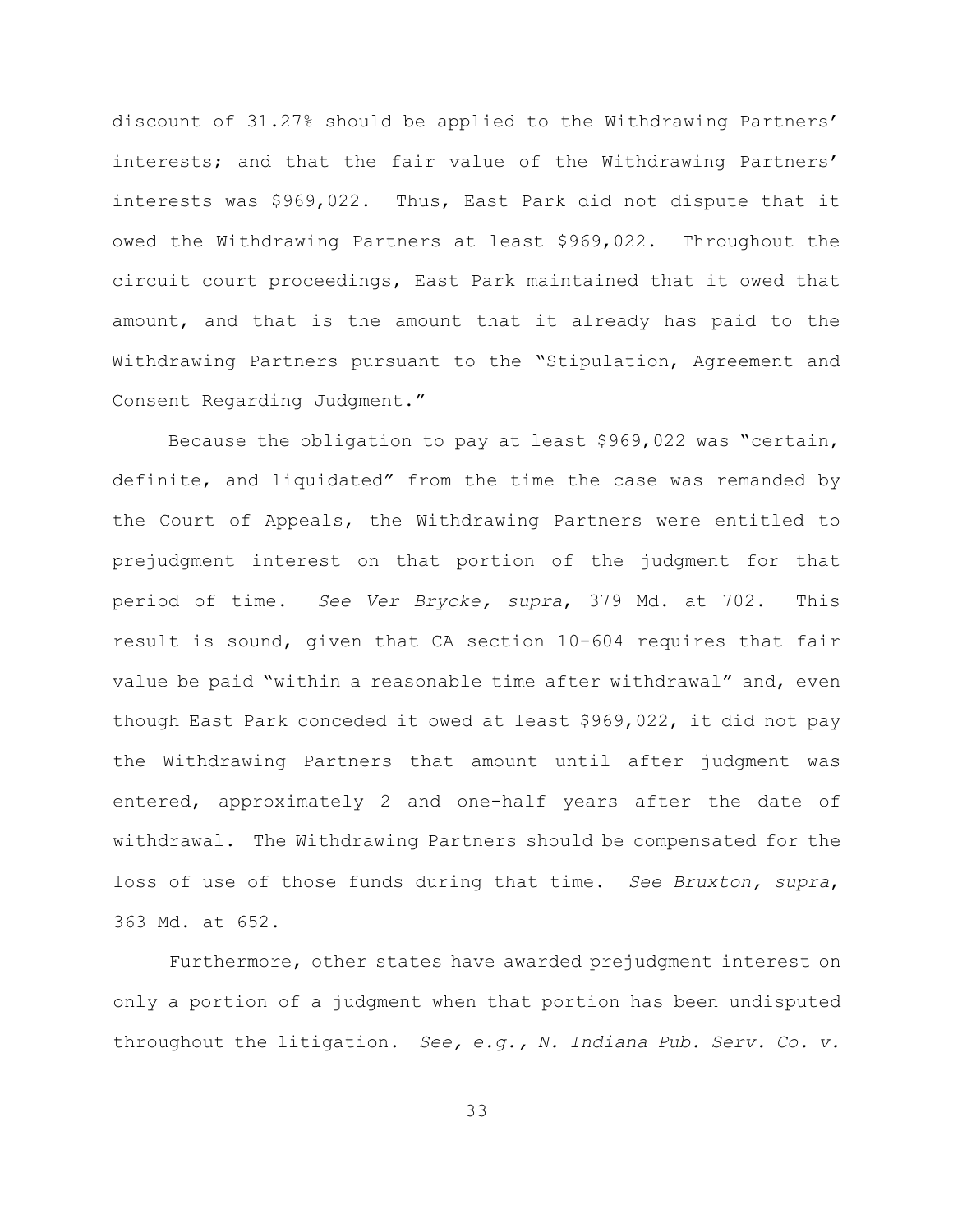discount of 31.27% should be applied to the Withdrawing Partners' interests; and that the fair value of the Withdrawing Partners' interests was $969,022. Thus, East Park did not dispute that it owed the Withdrawing Partners at least $969,022. Throughout the circuit court proceedings, East Park maintained that it owed that amount, and that is the amount that it already has paid to the Withdrawing Partners pursuant to the "Stipulation, Agreement and Consent Regarding Judgment."

Because the obligation to pay at least $969,022 was "certain, definite, and liquidated" from the time the case was remanded by the Court of Appeals, the Withdrawing Partners were entitled to prejudgment interest on that portion of the judgment for that period of time. *See Ver Brycke, supra*, 379 Md. at 702. This result is sound, given that CA section 10-604 requires that fair value be paid "within a reasonable time after withdrawal" and, even though East Park conceded it owed at least $969,022, it did not pay the Withdrawing Partners that amount until after judgment was entered, approximately 2 and one-half years after the date of withdrawal. The Withdrawing Partners should be compensated for the loss of use of those funds during that time. *See Bruxton, supra*, 363 Md. at 652.

Furthermore, other states have awarded prejudgment interest on only a portion of a judgment when that portion has been undisputed throughout the litigation. *See, e.g., N. Indiana Pub. Serv. Co. v.*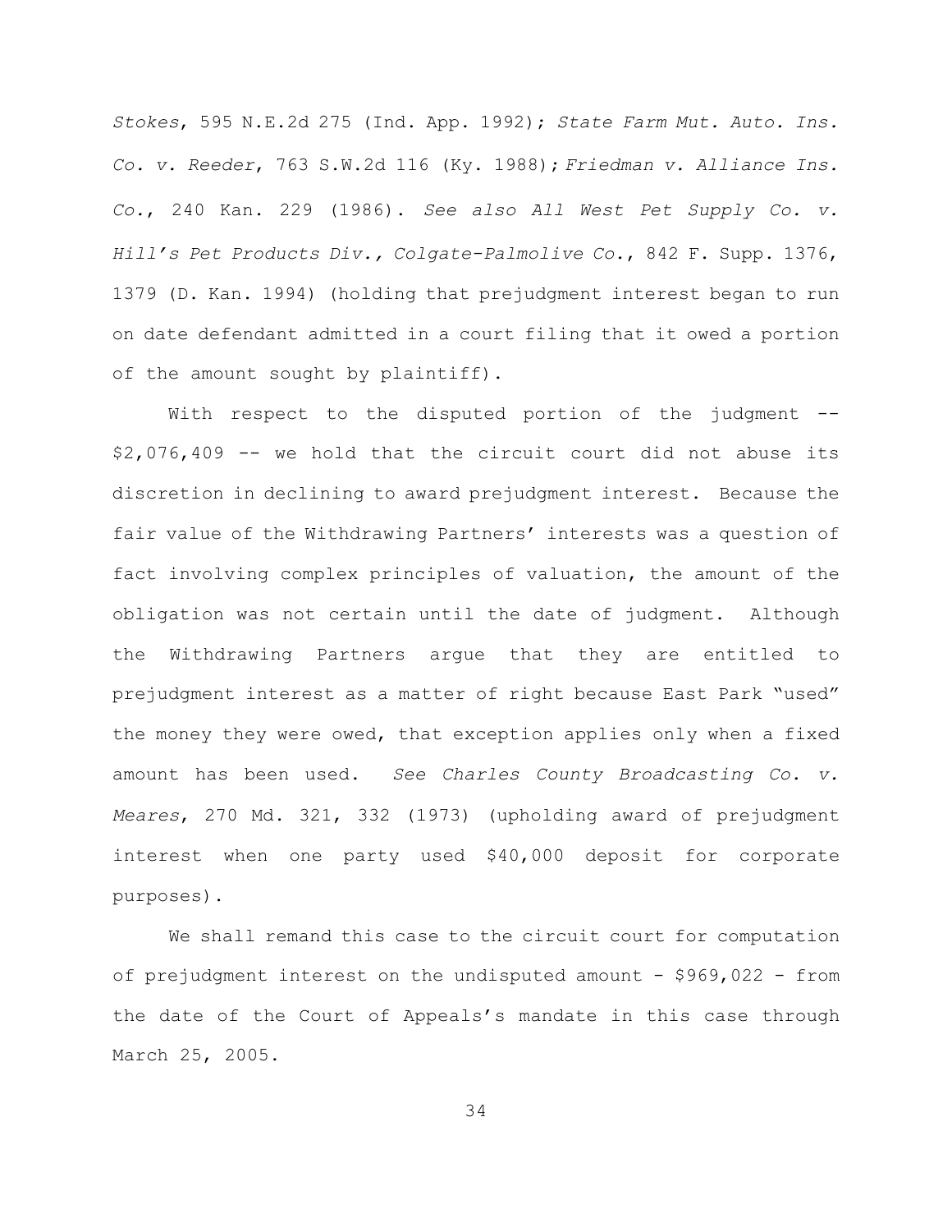*Stokes*, 595 N.E.2d 275 (Ind. App. 1992); *State Farm Mut. Auto. Ins. Co. v. Reeder*, 763 S.W.2d 116 (Ky. 1988); *Friedman v. Alliance Ins. Co.*, 240 Kan. 229 (1986). *See also All West Pet Supply Co. v. Hill's Pet Products Div., Colgate-Palmolive Co.*, 842 F. Supp. 1376, 1379 (D. Kan. 1994) (holding that prejudgment interest began to run on date defendant admitted in a court filing that it owed a portion of the amount sought by plaintiff).

With respect to the disputed portion of the judgment -- $2,076,409 -- we hold that the circuit court did not abuse its discretion in declining to award prejudgment interest. Because the fair value of the Withdrawing Partners' interests was a question of fact involving complex principles of valuation, the amount of the obligation was not certain until the date of judgment. Although the Withdrawing Partners argue that they are entitled to prejudgment interest as a matter of right because East Park "used" the money they were owed, that exception applies only when a fixed amount has been used. *See Charles County Broadcasting Co. v. Meares*, 270 Md. 321, 332 (1973) (upholding award of prejudgment interest when one party used $40,000 deposit for corporate purposes).

We shall remand this case to the circuit court for computation of prejudgment interest on the undisputed amount - $969,022 - from the date of the Court of Appeals's mandate in this case through March 25, 2005.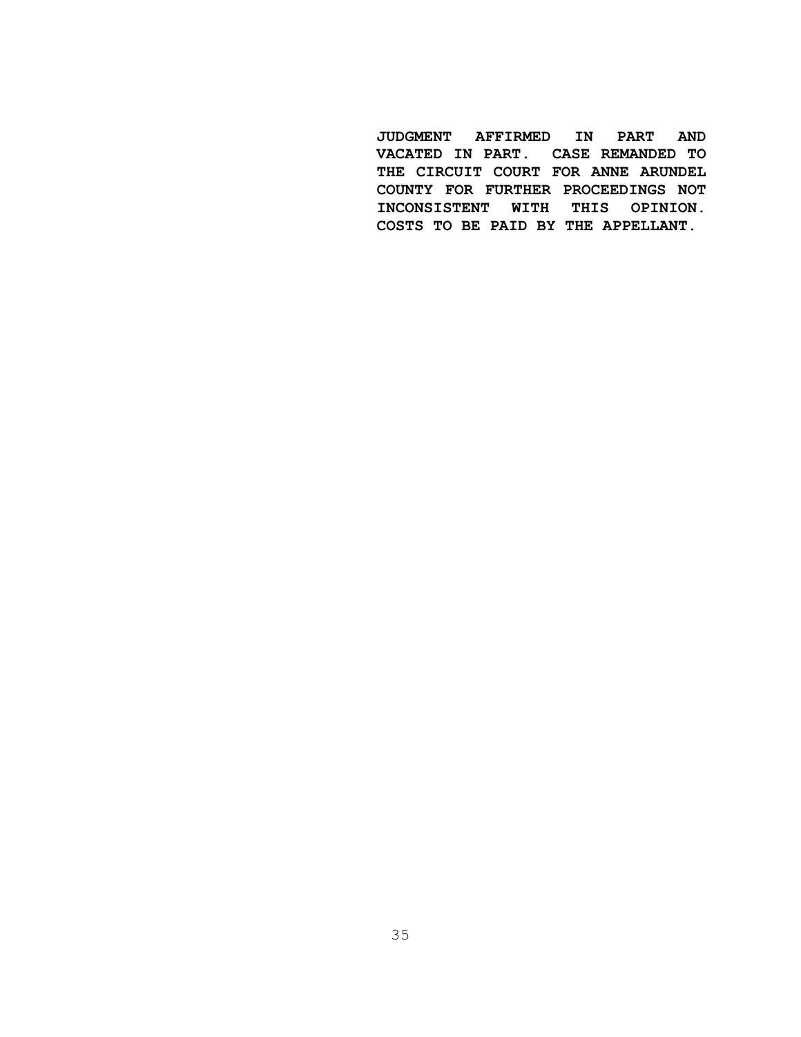**JUDGMENT AFFIRMED IN PART AND VACATED IN PART. CASE REMANDED TO THE CIRCUIT COURT FOR ANNE ARUNDEL COUNTY FOR FURTHER PROCEEDINGS NOT INCONSISTENT WITH THIS OPINION. COSTS TO BE PAID BY THE APPELLANT.**